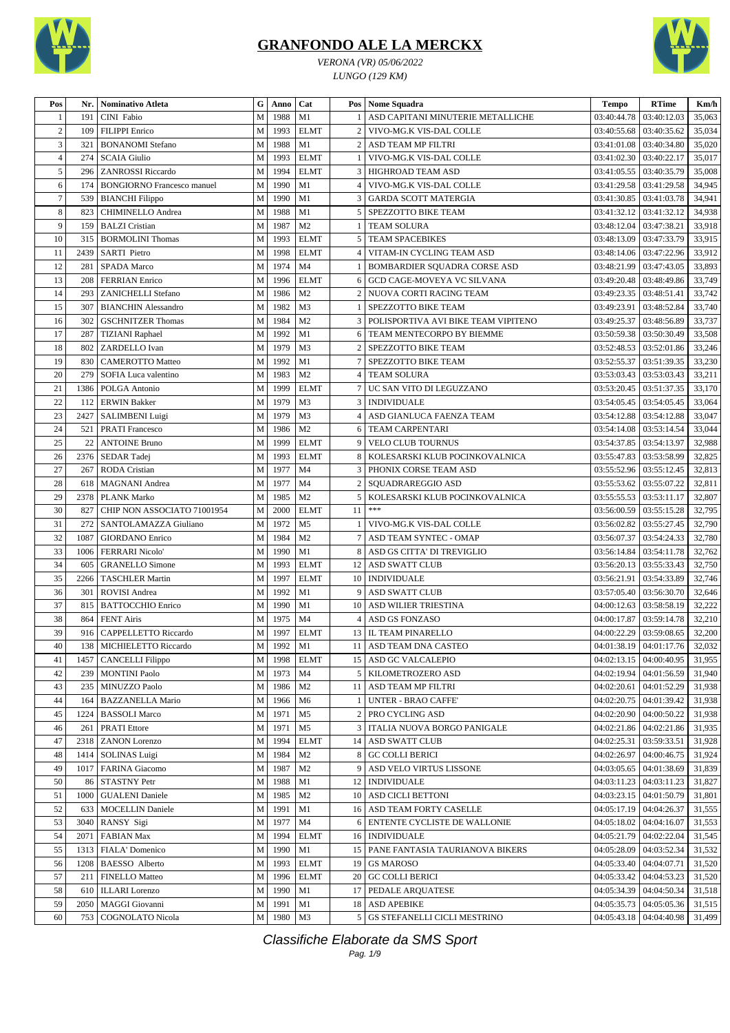# GRANFONDO ALE LA MERCKX

*VERONA (VR) 05/06/2022*

*LUNGO (129 KM)*

| Pos | Nr. | Nominativo Atleta | G | Anno | Cat | Pos | Nome Squadra | Tempo | RTime | Km/h |
|---|---|---|---|---|---|---|---|---|---|---|
| 1 | 191 | CINI Fabio | M | 1988 | M1 | 1 | ASD CAPITANI MINUTERIE METALLICHE | 03:40:44.78 | 03:40:12.03 | 35,063 |
| 2 | 109 | FILIPPI Enrico | M | 1993 | ELMT | 2 | VIVO-MG.K VIS-DAL COLLE | 03:40:55.68 | 03:40:35.62 | 35,034 |
| 3 | 321 | BONANOMI Stefano | M | 1988 | M1 | 2 | ASD TEAM MP FILTRI | 03:41:01.08 | 03:40:34.80 | 35,020 |
| 4 | 274 | SCAIA Giulio | M | 1993 | ELMT | 1 | VIVO-MG.K VIS-DAL COLLE | 03:41:02.30 | 03:40:22.17 | 35,017 |
| 5 | 296 | ZANROSSI Riccardo | M | 1994 | ELMT | 3 | HIGHROAD TEAM ASD | 03:41:05.55 | 03:40:35.79 | 35,008 |
| 6 | 174 | BONGIORNO Francesco manuel | M | 1990 | M1 | 4 | VIVO-MG.K VIS-DAL COLLE | 03:41:29.58 | 03:41:29.58 | 34,945 |
| 7 | 539 | BIANCHI Filippo | M | 1990 | M1 | 3 | GARDA SCOTT MATERGIA | 03:41:30.85 | 03:41:03.78 | 34,941 |
| 8 | 823 | CHIMINELLO Andrea | M | 1988 | M1 | 5 | SPEZZOTTO BIKE TEAM | 03:41:32.12 | 03:41:32.12 | 34,938 |
| 9 | 159 | BALZI Cristian | M | 1987 | M2 | 1 | TEAM SOLURA | 03:48:12.04 | 03:47:38.21 | 33,918 |
| 10 | 315 | BORMOLINI Thomas | M | 1993 | ELMT | 5 | TEAM SPACEBIKES | 03:48:13.09 | 03:47:33.79 | 33,915 |
| 11 | 2439 | SARTI Pietro | M | 1998 | ELMT | 4 | VITAM-IN CYCLING TEAM ASD | 03:48:14.06 | 03:47:22.96 | 33,912 |
| 12 | 281 | SPADA Marco | M | 1974 | M4 | 1 | BOMBARDIER SQUADRA CORSE ASD | 03:48:21.99 | 03:47:43.05 | 33,893 |
| 13 | 208 | FERRIAN Enrico | M | 1996 | ELMT | 6 | GCD CAGE-MOVEYA VC SILVANA | 03:49:20.48 | 03:48:49.86 | 33,749 |
| 14 | 293 | ZANICHELLI Stefano | M | 1986 | M2 | 2 | NUOVA CORTI RACING TEAM | 03:49:23.35 | 03:48:51.41 | 33,742 |
| 15 | 307 | BIANCHIN Alessandro | M | 1982 | M3 | 1 | SPEZZOTTO BIKE TEAM | 03:49:23.91 | 03:48:52.84 | 33,740 |
| 16 | 302 | GSCHNITZER Thomas | M | 1984 | M2 | 3 | POLISPORTIVA AVI BIKE TEAM VIPITENO | 03:49:25.37 | 03:48:56.89 | 33,737 |
| 17 | 287 | TIZIANI Raphael | M | 1992 | M1 | 6 | TEAM MENTECORPO BY BIEMME | 03:50:59.38 | 03:50:30.49 | 33,508 |
| 18 | 802 | ZARDELLO Ivan | M | 1979 | M3 | 2 | SPEZZOTTO BIKE TEAM | 03:52:48.53 | 03:52:01.86 | 33,246 |
| 19 | 830 | CAMEROTTO Matteo | M | 1992 | M1 | 7 | SPEZZOTTO BIKE TEAM | 03:52:55.37 | 03:51:39.35 | 33,230 |
| 20 | 279 | SOFIA Luca valentino | M | 1983 | M2 | 4 | TEAM SOLURA | 03:53:03.43 | 03:53:03.43 | 33,211 |
| 21 | 1386 | POLGA Antonio | M | 1999 | ELMT | 7 | UC SAN VITO DI LEGUZZANO | 03:53:20.45 | 03:51:37.35 | 33,170 |
| 22 | 112 | ERWIN Bakker | M | 1979 | M3 | 3 | INDIVIDUALE | 03:54:05.45 | 03:54:05.45 | 33,064 |
| 23 | 2427 | SALIMBENI Luigi | M | 1979 | M3 | 4 | ASD GIANLUCA FAENZA TEAM | 03:54:12.88 | 03:54:12.88 | 33,047 |
| 24 | 521 | PRATI Francesco | M | 1986 | M2 | 6 | TEAM CARPENTARI | 03:54:14.08 | 03:53:14.54 | 33,044 |
| 25 | 22 | ANTOINE Bruno | M | 1999 | ELMT | 9 | VELO CLUB TOURNUS | 03:54:37.85 | 03:54:13.97 | 32,988 |
| 26 | 2376 | SEDAR Tadej | M | 1993 | ELMT | 8 | KOLESARSKI KLUB POCINKOVALNICA | 03:55:47.83 | 03:53:58.99 | 32,825 |
| 27 | 267 | RODA Cristian | M | 1977 | M4 | 3 | PHONIX CORSE TEAM ASD | 03:55:52.96 | 03:55:12.45 | 32,813 |
| 28 | 618 | MAGNANI Andrea | M | 1977 | M4 | 2 | SQUADRAREGGIO ASD | 03:55:53.62 | 03:55:07.22 | 32,811 |
| 29 | 2378 | PLANK Marko | M | 1985 | M2 | 5 | KOLESARSKI KLUB POCINKOVALNICA | 03:55:55.53 | 03:53:11.17 | 32,807 |
| 30 | 827 | CHIP NON ASSOCIATO 71001954 | M | 2000 | ELMT | 11 | *** | 03:56:00.59 | 03:55:15.28 | 32,795 |
| 31 | 272 | SANTOLAMAZZA Giuliano | M | 1972 | M5 | 1 | VIVO-MG.K VIS-DAL COLLE | 03:56:02.82 | 03:55:27.45 | 32,790 |
| 32 | 1087 | GIORDANO Enrico | M | 1984 | M2 | 7 | ASD TEAM SYNTEC - OMAP | 03:56:07.37 | 03:54:24.33 | 32,780 |
| 33 | 1006 | FERRARI Nicolo' | M | 1990 | M1 | 8 | ASD GS CITTA' DI TREVIGLIO | 03:56:14.84 | 03:54:11.78 | 32,762 |
| 34 | 605 | GRANELLO Simone | M | 1993 | ELMT | 12 | ASD SWATT CLUB | 03:56:20.13 | 03:55:33.43 | 32,750 |
| 35 | 2266 | TASCHLER Martin | M | 1997 | ELMT | 10 | INDIVIDUALE | 03:56:21.91 | 03:54:33.89 | 32,746 |
| 36 | 301 | ROVISI Andrea | M | 1992 | M1 | 9 | ASD SWATT CLUB | 03:57:05.40 | 03:56:30.70 | 32,646 |
| 37 | 815 | BATTOCCHIO Enrico | M | 1990 | M1 | 10 | ASD WILIER TRIESTINA | 04:00:12.63 | 03:58:58.19 | 32,222 |
| 38 | 864 | FENT Airis | M | 1975 | M4 | 4 | ASD GS FONZASO | 04:00:17.87 | 03:59:14.78 | 32,210 |
| 39 | 916 | CAPPELLETTO Riccardo | M | 1997 | ELMT | 13 | IL TEAM PINARELLO | 04:00:22.29 | 03:59:08.65 | 32,200 |
| 40 | 138 | MICHIELETTO Riccardo | M | 1992 | M1 | 11 | ASD TEAM DNA CASTEO | 04:01:38.19 | 04:01:17.76 | 32,032 |
| 41 | 1457 | CANCELLI Filippo | M | 1998 | ELMT | 15 | ASD GC VALCALEPIO | 04:02:13.15 | 04:00:40.95 | 31,955 |
| 42 | 239 | MONTINI Paolo | M | 1973 | M4 | 5 | KILOMETROZERO ASD | 04:02:19.94 | 04:01:56.59 | 31,940 |
| 43 | 235 | MINUZZO Paolo | M | 1986 | M2 | 11 | ASD TEAM MP FILTRI | 04:02:20.61 | 04:01:52.29 | 31,938 |
| 44 | 164 | BAZZANELLA Mario | M | 1966 | M6 | 1 | UNTER - BRAO CAFFE' | 04:02:20.75 | 04:01:39.42 | 31,938 |
| 45 | 1224 | BASSOLI Marco | M | 1971 | M5 | 2 | PRO CYCLING ASD | 04:02:20.90 | 04:00:50.22 | 31,938 |
| 46 | 261 | PRATI Ettore | M | 1971 | M5 | 3 | ITALIA NUOVA BORGO PANIGALE | 04:02:21.86 | 04:02:21.86 | 31,935 |
| 47 | 2318 | ZANON Lorenzo | M | 1994 | ELMT | 14 | ASD SWATT CLUB | 04:02:25.31 | 03:59:33.51 | 31,928 |
| 48 | 1414 | SOLINAS Luigi | M | 1984 | M2 | 8 | GC COLLI BERICI | 04:02:26.97 | 04:00:46.75 | 31,924 |
| 49 | 1017 | FARINA Giacomo | M | 1987 | M2 | 9 | ASD VELO VIRTUS LISSONE | 04:03:05.65 | 04:01:38.69 | 31,839 |
| 50 | 86 | STASTNY Petr | M | 1988 | M1 | 12 | INDIVIDUALE | 04:03:11.23 | 04:03:11.23 | 31,827 |
| 51 | 1000 | GUALENI Daniele | M | 1985 | M2 | 10 | ASD CICLI BETTONI | 04:03:23.15 | 04:01:50.79 | 31,801 |
| 52 | 633 | MOCELLIN Daniele | M | 1991 | M1 | 16 | ASD TEAM FORTY CASELLE | 04:05:17.19 | 04:04:26.37 | 31,555 |
| 53 | 3040 | RANSY Sigi | M | 1977 | M4 | 6 | ENTENTE CYCLISTE DE WALLONIE | 04:05:18.02 | 04:04:16.07 | 31,553 |
| 54 | 2071 | FABIAN Max | M | 1994 | ELMT | 16 | INDIVIDUALE | 04:05:21.79 | 04:02:22.04 | 31,545 |
| 55 | 1313 | FIALA' Domenico | M | 1990 | M1 | 15 | PANE FANTASIA TAURIANOVA BIKERS | 04:05:28.09 | 04:03:52.34 | 31,532 |
| 56 | 1208 | BAESSO Alberto | M | 1993 | ELMT | 19 | GS MAROSO | 04:05:33.40 | 04:04:07.71 | 31,520 |
| 57 | 211 | FINELLO Matteo | M | 1996 | ELMT | 20 | GC COLLI BERICI | 04:05:33.42 | 04:04:53.23 | 31,520 |
| 58 | 610 | ILLARI Lorenzo | M | 1990 | M1 | 17 | PEDALE ARQUATESE | 04:05:34.39 | 04:04:50.34 | 31,518 |
| 59 | 2050 | MAGGI Giovanni | M | 1991 | M1 | 18 | ASD APEBIKE | 04:05:35.73 | 04:05:05.36 | 31,515 |
| 60 | 753 | COGNOLATO Nicola | M | 1980 | M3 | 5 | GS STEFANELLI CICLI MESTRINO | 04:05:43.18 | 04:04:40.98 | 31,499 |

*Classifiche Elaborate da SMS Sport*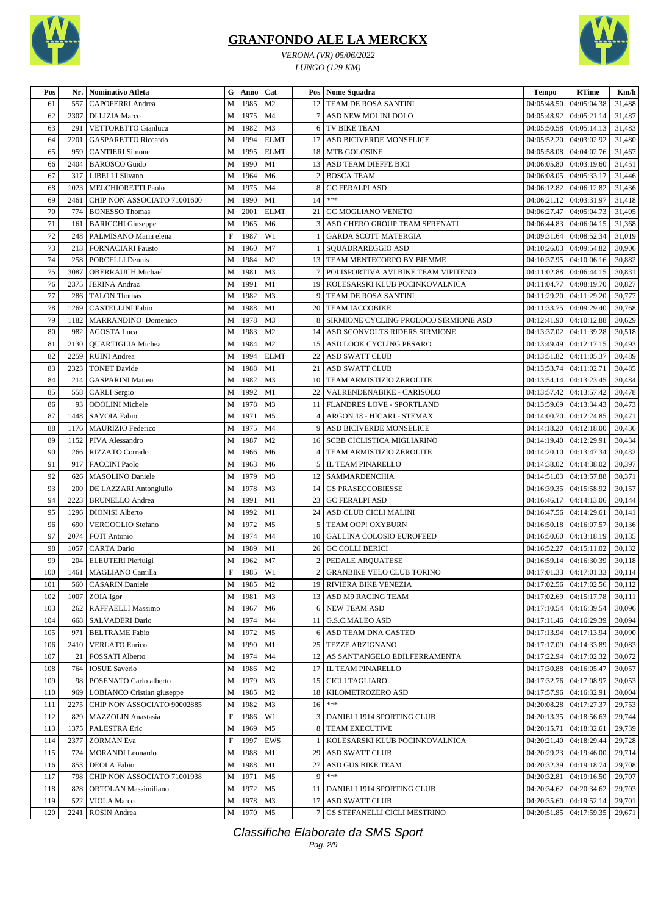# GRANFONDO ALE LA MERCKX

*VERONA (VR) 05/06/2022*

*LUNGO (129 KM)*

| Pos | Nr. | Nominativo Atleta | G | Anno | Cat | Pos | Nome Squadra | Tempo | RTime | Km/h |
|---|---|---|---|---|---|---|---|---|---|---|
| 61 | 557 | CAPOFERRI Andrea | M | 1985 | M2 | 12 | TEAM DE ROSA SANTINI | 04:05:48.50 | 04:05:04.38 | 31,488 |
| 62 | 2307 | DI LIZIA Marco | M | 1975 | M4 | 7 | ASD NEW MOLINI DOLO | 04:05:48.92 | 04:05:21.14 | 31,487 |
| 63 | 291 | VETTORETTO Gianluca | M | 1982 | M3 | 6 | TV BIKE TEAM | 04:05:50.58 | 04:05:14.13 | 31,483 |
| 64 | 2201 | GASPARETTO Riccardo | M | 1994 | ELMT | 17 | ASD BICIVERDE MONSELICE | 04:05:52.20 | 04:03:02.92 | 31,480 |
| 65 | 959 | CANTIERI Simone | M | 1995 | ELMT | 18 | MTB GOLOSINE | 04:05:58.08 | 04:04:02.76 | 31,467 |
| 66 | 2404 | BAROSCO Guido | M | 1990 | M1 | 13 | ASD TEAM DIEFFE BICI | 04:06:05.80 | 04:03:19.60 | 31,451 |
| 67 | 317 | LIBELLI Silvano | M | 1964 | M6 | 2 | BOSCA TEAM | 04:06:08.05 | 04:05:33.17 | 31,446 |
| 68 | 1023 | MELCHIORETTI Paolo | M | 1975 | M4 | 8 | GC FERALPI ASD | 04:06:12.82 | 04:06:12.82 | 31,436 |
| 69 | 2461 | CHIP NON ASSOCIATO 71001600 | M | 1990 | M1 | 14 | *** | 04:06:21.12 | 04:03:31.97 | 31,418 |
| 70 | 774 | BONESSO Thomas | M | 2001 | ELMT | 21 | GC MOGLIANO VENETO | 04:06:27.47 | 04:05:04.73 | 31,405 |
| 71 | 161 | BARICCHI Giuseppe | M | 1965 | M6 | 3 | ASD CHERO GROUP TEAM SFRENATI | 04:06:44.83 | 04:06:04.15 | 31,368 |
| 72 | 248 | PALMISANO Maria elena | F | 1987 | W1 | 1 | GARDA SCOTT MATERGIA | 04:09:31.64 | 04:08:52.34 | 31,019 |
| 73 | 213 | FORNACIARI Fausto | M | 1960 | M7 | 1 | SQUADRAREGGIO ASD | 04:10:26.03 | 04:09:54.82 | 30,906 |
| 74 | 258 | PORCELLI Dennis | M | 1984 | M2 | 13 | TEAM MENTECORPO BY BIEMME | 04:10:37.95 | 04:10:06.16 | 30,882 |
| 75 | 3087 | OBERRAUCH Michael | M | 1981 | M3 | 7 | POLISPORTIVA AVI BIKE TEAM VIPITENO | 04:11:02.88 | 04:06:44.15 | 30,831 |
| 76 | 2375 | JERINA Andraz | M | 1991 | M1 | 19 | KOLESARSKI KLUB POCINKOVALNICA | 04:11:04.77 | 04:08:19.70 | 30,827 |
| 77 | 286 | TALON Thomas | M | 1982 | M3 | 9 | TEAM DE ROSA SANTINI | 04:11:29.20 | 04:11:29.20 | 30,777 |
| 78 | 1269 | CASTELLINI Fabio | M | 1988 | M1 | 20 | TEAM IACCOBIKE | 04:11:33.75 | 04:09:29.40 | 30,768 |
| 79 | 1182 | MARRANDINO Domenico | M | 1978 | M3 | 8 | SIRMIONE CYCLING PROLOCO SIRMIONE ASD | 04:12:41.90 | 04:10:12.88 | 30,629 |
| 80 | 982 | AGOSTA Luca | M | 1983 | M2 | 14 | ASD SCONVOLTS RIDERS SIRMIONE | 04:13:37.02 | 04:11:39.28 | 30,518 |
| 81 | 2130 | QUARTIGLIA Michea | M | 1984 | M2 | 15 | ASD LOOK CYCLING PESARO | 04:13:49.49 | 04:12:17.15 | 30,493 |
| 82 | 2259 | RUINI Andrea | M | 1994 | ELMT | 22 | ASD SWATT CLUB | 04:13:51.82 | 04:11:05.37 | 30,489 |
| 83 | 2323 | TONET Davide | M | 1988 | M1 | 21 | ASD SWATT CLUB | 04:13:53.74 | 04:11:02.71 | 30,485 |
| 84 | 214 | GASPARINI Matteo | M | 1982 | M3 | 10 | TEAM ARMISTIZIO ZEROLITE | 04:13:54.14 | 04:13:23.45 | 30,484 |
| 85 | 558 | CARLI Sergio | M | 1992 | M1 | 22 | VALRENDENABIKE - CARISOLO | 04:13:57.42 | 04:13:57.42 | 30,478 |
| 86 | 93 | ODOLINI Michele | M | 1978 | M3 | 11 | FLANDRES LOVE - SPORTLAND | 04:13:59.69 | 04:13:34.43 | 30,473 |
| 87 | 1448 | SAVOIA Fabio | M | 1971 | M5 | 4 | ARGON 18 - HICARI - STEMAX | 04:14:00.70 | 04:12:24.85 | 30,471 |
| 88 | 1176 | MAURIZIO Federico | M | 1975 | M4 | 9 | ASD BICIVERDE MONSELICE | 04:14:18.20 | 04:12:18.00 | 30,436 |
| 89 | 1152 | PIVA Alessandro | M | 1987 | M2 | 16 | SCBB CICLISTICA MIGLIARINO | 04:14:19.40 | 04:12:29.91 | 30,434 |
| 90 | 266 | RIZZATO Corrado | M | 1966 | M6 | 4 | TEAM ARMISTIZIO ZEROLITE | 04:14:20.10 | 04:13:47.34 | 30,432 |
| 91 | 917 | FACCINI Paolo | M | 1963 | M6 | 5 | IL TEAM PINARELLO | 04:14:38.02 | 04:14:38.02 | 30,397 |
| 92 | 626 | MASOLINO Daniele | M | 1979 | M3 | 12 | SAMMARDENCHIA | 04:14:51.03 | 04:13:57.88 | 30,371 |
| 93 | 200 | DE LAZZARI Antongiulio | M | 1978 | M3 | 14 | GS PRASECCOBIESSE | 04:16:39.35 | 04:15:58.92 | 30,157 |
| 94 | 2223 | BRUNELLO Andrea | M | 1991 | M1 | 23 | GC FERALPI ASD | 04:16:46.17 | 04:14:13.06 | 30,144 |
| 95 | 1296 | DIONISI Alberto | M | 1992 | M1 | 24 | ASD CLUB CICLI MALINI | 04:16:47.56 | 04:14:29.61 | 30,141 |
| 96 | 690 | VERGOGLIO Stefano | M | 1972 | M5 | 5 | TEAM OOP! OXYBURN | 04:16:50.18 | 04:16:07.57 | 30,136 |
| 97 | 2074 | FOTI Antonio | M | 1974 | M4 | 10 | GALLINA COLOSIO EUROFEED | 04:16:50.60 | 04:13:18.19 | 30,135 |
| 98 | 1057 | CARTA Dario | M | 1989 | M1 | 26 | GC COLLI BERICI | 04:16:52.27 | 04:15:11.02 | 30,132 |
| 99 | 204 | ELEUTERI Pierluigi | M | 1962 | M7 | 2 | PEDALE ARQUATESE | 04:16:59.14 | 04:16:30.39 | 30,118 |
| 100 | 1461 | MAGLIANO Camilla | F | 1985 | W1 | 2 | GRANBIKE VELO CLUB TORINO | 04:17:01.33 | 04:17:01.33 | 30,114 |
| 101 | 560 | CASARIN Daniele | M | 1985 | M2 | 19 | RIVIERA BIKE VENEZIA | 04:17:02.56 | 04:17:02.56 | 30,112 |
| 102 | 1007 | ZOIA Igor | M | 1981 | M3 | 13 | ASD M9 RACING TEAM | 04:17:02.69 | 04:15:17.78 | 30,111 |
| 103 | 262 | RAFFAELLI Massimo | M | 1967 | M6 | 6 | NEW TEAM ASD | 04:17:10.54 | 04:16:39.54 | 30,096 |
| 104 | 668 | SALVADERI Dario | M | 1974 | M4 | 11 | G.S.C.MALEO ASD | 04:17:11.46 | 04:16:29.39 | 30,094 |
| 105 | 971 | BELTRAME Fabio | M | 1972 | M5 | 6 | ASD TEAM DNA CASTEO | 04:17:13.94 | 04:17:13.94 | 30,090 |
| 106 | 2410 | VERLATO Enrico | M | 1990 | M1 | 25 | TEZZE ARZIGNANO | 04:17:17.09 | 04:14:33.89 | 30,083 |
| 107 | 21 | FOSSATI Alberto | M | 1974 | M4 | 12 | AS SANT'ANGELO EDILFERRAMENTA | 04:17:22.94 | 04:17:02.32 | 30,072 |
| 108 | 764 | IOSUE Saverio | M | 1986 | M2 | 17 | IL TEAM PINARELLO | 04:17:30.88 | 04:16:05.47 | 30,057 |
| 109 | 98 | POSENATO Carlo alberto | M | 1979 | M3 | 15 | CICLI TAGLIARO | 04:17:32.76 | 04:17:08.97 | 30,053 |
| 110 | 969 | LOBIANCO Cristian giuseppe | M | 1985 | M2 | 18 | KILOMETROZERO ASD | 04:17:57.96 | 04:16:32.91 | 30,004 |
| 111 | 2275 | CHIP NON ASSOCIATO 90002885 | M | 1982 | M3 | 16 | *** | 04:20:08.28 | 04:17:27.37 | 29,753 |
| 112 | 829 | MAZZOLIN Anastasia | F | 1986 | W1 | 3 | DANIELI 1914 SPORTING CLUB | 04:20:13.35 | 04:18:56.63 | 29,744 |
| 113 | 1375 | PALESTRA Eric | M | 1969 | M5 | 8 | TEAM EXECUTIVE | 04:20:15.71 | 04:18:32.61 | 29,739 |
| 114 | 2377 | ZORMAN Eva | F | 1997 | EWS | 1 | KOLESARSKI KLUB POCINKOVALNICA | 04:20:21.40 | 04:18:29.44 | 29,728 |
| 115 | 724 | MORANDI Leonardo | M | 1988 | M1 | 29 | ASD SWATT CLUB | 04:20:29.23 | 04:19:46.00 | 29,714 |
| 116 | 853 | DEOLA Fabio | M | 1988 | M1 | 27 | ASD GUS BIKE TEAM | 04:20:32.39 | 04:19:18.74 | 29,708 |
| 117 | 798 | CHIP NON ASSOCIATO 71001938 | M | 1971 | M5 | 9 | *** | 04:20:32.81 | 04:19:16.50 | 29,707 |
| 118 | 828 | ORTOLAN Massimiliano | M | 1972 | M5 | 11 | DANIELI 1914 SPORTING CLUB | 04:20:34.62 | 04:20:34.62 | 29,703 |
| 119 | 522 | VIOLA Marco | M | 1978 | M3 | 17 | ASD SWATT CLUB | 04:20:35.60 | 04:19:52.14 | 29,701 |
| 120 | 2241 | ROSIN Andrea | M | 1970 | M5 | 7 | GS STEFANELLI CICLI MESTRINO | 04:20:51.85 | 04:17:59.35 | 29,671 |

*Classifiche Elaborate da SMS Sport*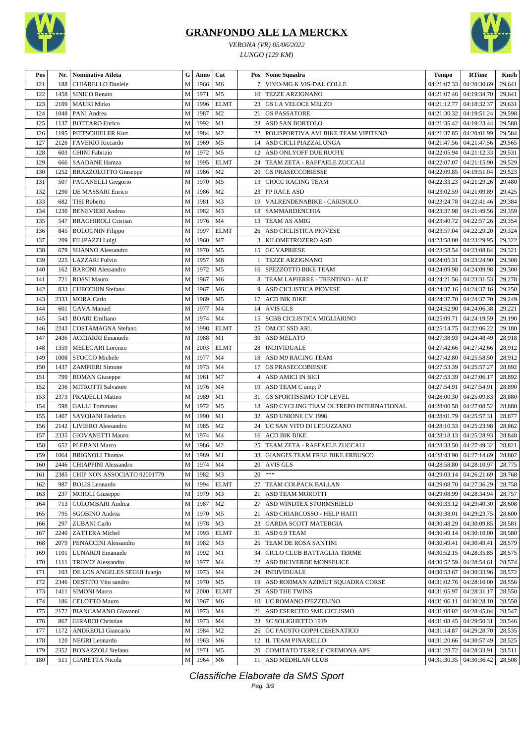# GRANFONDO ALE LA MERCKX

*VERONA (VR) 05/06/2022*

*LUNGO (129 KM)*

| Pos | Nr. | Nominativo Atleta | G | Anno | Cat | Pos | Nome Squadra | Tempo | RTime | Km/h |
|---|---|---|---|---|---|---|---|---|---|---|
| 121 | 188 | CHIARELLO Daniele | M | 1966 | M6 | 7 | VIVO-MG.K VIS-DAL COLLE | 04:21:07.33 | 04:20:30.69 | 29,641 |
| 122 | 1458 | SINICO Renato | M | 1971 | M5 | 10 | TEZZE ARZIGNANO | 04:21:07.46 | 04:19:34.70 | 29,641 |
| 123 | 2109 | MAURI Mirko | M | 1996 | ELMT | 23 | GS LA VELOCE MELZO | 04:21:12.77 | 04:18:32.37 | 29,631 |
| 124 | 1048 | PANI Andrea | M | 1987 | M2 | 21 | GS PASSATORE | 04:21:30.32 | 04:19:51.24 | 29,598 |
| 125 | 1137 | BOTTARO Enrico | M | 1992 | M1 | 28 | ASD SAN BORTOLO | 04:21:35.42 | 04:19:23.44 | 29,588 |
| 126 | 1195 | PITTSCHIELER Kurt | M | 1984 | M2 | 22 | POLISPORTIVA AVI BIKE TEAM VIPITENO | 04:21:37.85 | 04:20:01.99 | 29,584 |
| 127 | 2126 | FAVERIO Riccardo | M | 1969 | M5 | 14 | ASD CICLI PIAZZALUNGA | 04:21:47.56 | 04:21:47.56 | 29,565 |
| 128 | 603 | GHINI Fabrizio | M | 1972 | M5 | 12 | ASD ONLYOFF DUE RUOTE | 04:22:05.94 | 04:21:12.33 | 29,531 |
| 129 | 666 | SAADANE Hamza | M | 1995 | ELMT | 24 | TEAM ZETA - RAFFAELE ZUCCALI | 04:22:07.07 | 04:21:15.90 | 29,529 |
| 130 | 1252 | BRAZZOLOTTO Giuseppe | M | 1986 | M2 | 20 | GS PRASECCOBIESSE | 04:22:09.85 | 04:19:51.04 | 29,523 |
| 131 | 507 | PAGANELLI Gregorio | M | 1970 | M5 | 13 | CIOCC RACING TEAM | 04:22:33.23 | 04:21:29.26 | 29,480 |
| 132 | 1290 | DE MASSARI Enrico | M | 1986 | M2 | 23 | FP RACE ASD | 04:23:02.59 | 04:21:09.89 | 29,425 |
| 133 | 682 | TISI Roberto | M | 1981 | M3 | 19 | VALRENDENABIKE - CARISOLO | 04:23:24.78 | 04:22:41.46 | 29,384 |
| 134 | 1230 | BENEVIERI Andrea | M | 1982 | M3 | 18 | SAMMARDENCHIA | 04:23:37.98 | 04:21:49.56 | 29,359 |
| 135 | 547 | BRAGHIROLI Cristian | M | 1976 | M4 | 13 | TEAM AS AMIG | 04:23:40.72 | 04:22:57.26 | 29,354 |
| 136 | 845 | BOLOGNIN Filippo | M | 1997 | ELMT | 26 | ASD CICLISTICA PIOVESE | 04:23:57.04 | 04:22:29.20 | 29,324 |
| 137 | 209 | FILIPAZZI Luigi | M | 1960 | M7 | 3 | KILOMETROZERO ASD | 04:23:58.00 | 04:23:29.95 | 29,322 |
| 138 | 679 | SUANNO Alessandro | M | 1970 | M5 | 15 | GC VAPRIESE | 04:23:58.54 | 04:23:08.84 | 29,321 |
| 139 | 225 | LAZZARI Fulvio | M | 1957 | M8 | 1 | TEZZE ARZIGNANO | 04:24:05.31 | 04:23:24.90 | 29,308 |
| 140 | 162 | BARONI Alessandro | M | 1972 | M5 | 16 | SPEZZOTTO BIKE TEAM | 04:24:09.98 | 04:24:09.98 | 29,300 |
| 141 | 721 | ROSSI Mauro | M | 1967 | M6 | 8 | TEAM LAPIERRE - TRENTINO - ALE' | 04:24:21.56 | 04:23:31.53 | 29,278 |
| 142 | 833 | CHECCHIN Stefano | M | 1967 | M6 | 9 | ASD CICLISTICA PIOVESE | 04:24:37.16 | 04:24:37.16 | 29,250 |
| 143 | 2333 | MORA Carlo | M | 1969 | M5 | 17 | ACD BIK BIKE | 04:24:37.70 | 04:24:37.70 | 29,249 |
| 144 | 601 | GAVA Manuel | M | 1977 | M4 | 14 | AVIS GLS | 04:24:52.90 | 04:24:06.38 | 29,221 |
| 145 | 543 | BOARI Emiliano | M | 1974 | M4 | 15 | SCBB CICLISTICA MIGLIARINO | 04:25:09.71 | 04:24:19.59 | 29,190 |
| 146 | 2243 | COSTAMAGNA Stefano | M | 1998 | ELMT | 25 | OM.CC SSD ARL | 04:25:14.75 | 04:22:06.22 | 29,180 |
| 147 | 2436 | ACCIARRI Emanuele | M | 1988 | M1 | 30 | ASD MELATO | 04:27:38.93 | 04:24:48.49 | 28,918 |
| 148 | 1359 | MELEGARI Lorenzo | M | 2003 | ELMT | 28 | INDIVIDUALE | 04:27:42.66 | 04:27:42.66 | 28,912 |
| 149 | 1008 | STOCCO Michele | M | 1977 | M4 | 18 | ASD M9 RACING TEAM | 04:27:42.80 | 04:25:58.50 | 28,912 |
| 150 | 1437 | ZAMPIERI Simone | M | 1973 | M4 | 17 | GS PRASECCOBIESSE | 04:27:53.39 | 04:25:57.27 | 28,892 |
| 151 | 799 | ROMAN Giuseppe | M | 1961 | M7 | 4 | ASD AMICI IN BICI | 04:27:53.39 | 04:27:06.17 | 28,892 |
| 152 | 236 | MITROTTI Salvatore | M | 1976 | M4 | 19 | ASD TEAM C amp; P | 04:27:54.91 | 04:27:54.91 | 28,890 |
| 153 | 2373 | PRADELLI Matteo | M | 1989 | M1 | 31 | GS SPORTISSIMO TOP LEVEL | 04:28:00.30 | 04:25:09.83 | 28,880 |
| 154 | 598 | GALLI Tommaso | M | 1972 | M5 | 18 | ASD CYCLING TEAM OLTREPO INTERNATIONAL | 04:28:00.58 | 04:27:08.52 | 28,880 |
| 155 | 1407 | SAVOIANI Federico | M | 1990 | M1 | 32 | ASD UNIONE CV 1998 | 04:28:01.79 | 04:25:57.31 | 28,877 |
| 156 | 2142 | LIVIERO Alessandro | M | 1985 | M2 | 24 | UC SAN VITO DI LEGUZZANO | 04:28:10.33 | 04:25:23.98 | 28,862 |
| 157 | 2335 | GIOVANETTI Mauro | M | 1974 | M4 | 16 | ACD BIK BIKE | 04:28:18.13 | 04:25:28.93 | 28,848 |
| 158 | 652 | PLEBANI Marco | M | 1986 | M2 | 25 | TEAM ZETA - RAFFAELE ZUCCALI | 04:28:33.50 | 04:27:49.32 | 28,821 |
| 159 | 1064 | BRIGNOLI Thomas | M | 1989 | M1 | 33 | GIANGI'S TEAM FREE BIKE ERBUSCO | 04:28:43.90 | 04:27:14.69 | 28,802 |
| 160 | 2446 | CHIAPPINI Alessandro | M | 1974 | M4 | 20 | AVIS GLS | 04:28:58.80 | 04:28:10.97 | 28,775 |
| 161 | 2385 | CHIP NON ASSOCIATO 92001779 | M | 1982 | M3 | 20 | *** | 04:29:03.14 | 04:26:21.69 | 28,768 |
| 162 | 987 | BOLIS Leonardo | M | 1994 | ELMT | 27 | TEAM COLPACK BALLAN | 04:29:08.70 | 04:27:36.29 | 28,758 |
| 163 | 237 | MOIOLI Giuseppe | M | 1979 | M3 | 21 | ASD TEAM MOROTTI | 04:29:08.99 | 04:28:34.94 | 28,757 |
| 164 | 713 | COLOMBARI Andrea | M | 1987 | M2 | 27 | ASD WINDTEX STORMSHIELD | 04:30:33.12 | 04:29:40.30 | 28,608 |
| 165 | 795 | SGOBINO Andrea | M | 1970 | M5 | 21 | ASD CHIARCOSSO - HELP HAITI | 04:30:38.01 | 04:29:23.75 | 28,600 |
| 166 | 297 | ZUBANI Carlo | M | 1978 | M3 | 23 | GARDA SCOTT MATERGIA | 04:30:48.29 | 04:30:09.85 | 28,581 |
| 167 | 2240 | ZATTERA Michel | M | 1993 | ELMT | 31 | ASD 6.9 TEAM | 04:30:49.14 | 04:30:10.00 | 28,580 |
| 168 | 2079 | PENACCINI Alessandro | M | 1982 | M3 | 25 | TEAM DE ROSA SANTINI | 04:30:49.41 | 04:30:49.41 | 28,579 |
| 169 | 1101 | LUNARDI Emanuele | M | 1992 | M1 | 34 | CICLO CLUB BATTAGLIA TERME | 04:30:52.15 | 04:28:35.85 | 28,575 |
| 170 | 1111 | TROVO' Alessandro | M | 1977 | M4 | 22 | ASD BICIVERDE MONSELICE | 04:30:52.59 | 04:28:54.61 | 28,574 |
| 171 | 103 | DE LOS ANGELES SEGUI Juanjo | M | 1973 | M4 | 24 | INDIVIDUALE | 04:30:53.67 | 04:30:33.96 | 28,572 |
| 172 | 2346 | DESTITO Vito sandro | M | 1970 | M5 | 19 | ASD RODMAN AZIMUT SQUADRA CORSE | 04:31:02.76 | 04:28:10.00 | 28,556 |
| 173 | 1411 | SIMONI Marco | M | 2000 | ELMT | 29 | ASD THE TWINS | 04:31:05.97 | 04:28:31.17 | 28,550 |
| 174 | 186 | CELOTTO Mauro | M | 1967 | M6 | 10 | UC ROMANO D'EZZELINO | 04:31:06.11 | 04:30:28.10 | 28,550 |
| 175 | 2172 | BIANCAMANO Giovanni | M | 1973 | M4 | 21 | ASD ESERCITO SME CICLISMO | 04:31:08.02 | 04:28:45.04 | 28,547 |
| 176 | 867 | GIRARDI Christian | M | 1973 | M4 | 23 | SC SOLIGHETTO 1919 | 04:31:08.45 | 04:29:50.31 | 28,546 |
| 177 | 1172 | ANDREOLI Giancarlo | M | 1984 | M2 | 26 | GC FAUSTO COPPI CESENATICO | 04:31:14.87 | 04:29:28.70 | 28,535 |
| 178 | 120 | NEGRI Leonardo | M | 1963 | M6 | 12 | IL TEAM PINARELLO | 04:31:20.66 | 04:30:57.49 | 28,525 |
| 179 | 2352 | BONAZZOLI Stefano | M | 1971 | M5 | 20 | COMITATO TERR.LE CREMONA APS | 04:31:28.72 | 04:28:33.91 | 28,511 |
| 180 | 511 | GIARETTA Nicola | M | 1964 | M6 | 11 | ASD MEDHLAN CLUB | 04:31:30.35 | 04:30:36.42 | 28,508 |

*Classifiche Elaborate da SMS Sport*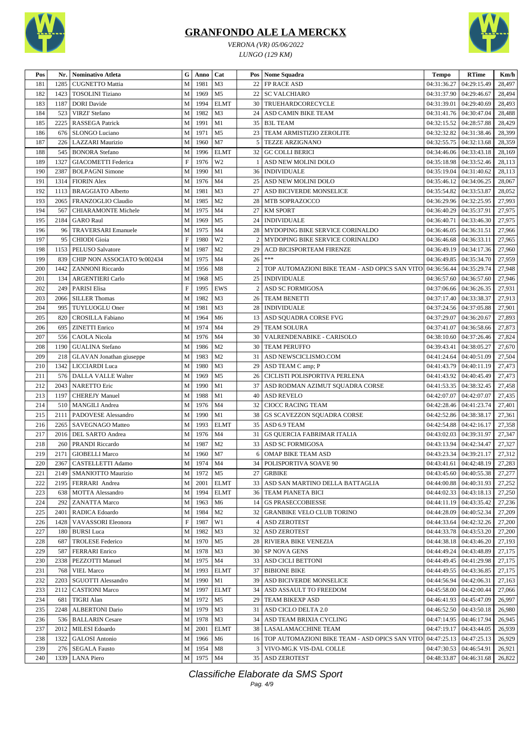# GRANFONDO ALE LA MERCKX

*VERONA (VR) 05/06/2022*

*LUNGO (129 KM)*

| Pos | Nr. | Nominativo Atleta | G | Anno | Cat | Pos | Nome Squadra | Tempo | RTime | Km/h |
|---|---|---|---|---|---|---|---|---|---|---|
| 181 | 1285 | CUGNETTO Mattia | M | 1981 | M3 | 22 | FP RACE ASD | 04:31:36.27 | 04:29:15.49 | 28,497 |
| 182 | 1423 | TOSOLINI Tiziano | M | 1969 | M5 | 22 | SC VALCHIARO | 04:31:37.90 | 04:29:46.67 | 28,494 |
| 183 | 1187 | DORI Davide | M | 1994 | ELMT | 30 | TRUEHARDCORECYCLE | 04:31:39.01 | 04:29:40.69 | 28,493 |
| 184 | 523 | VIRZI' Stefano | M | 1982 | M3 | 24 | ASD CAMIN BIKE TEAM | 04:31:41.76 | 04:30:47.04 | 28,488 |
| 185 | 2225 | RASSEGA Patrick | M | 1991 | M1 | 35 | B3L TEAM | 04:32:15.52 | 04:28:57.88 | 28,429 |
| 186 | 676 | SLONGO Luciano | M | 1971 | M5 | 23 | TEAM ARMISTIZIO ZEROLITE | 04:32:32.82 | 04:31:38.46 | 28,399 |
| 187 | 226 | LAZZARI Maurizio | M | 1960 | M7 | 5 | TEZZE ARZIGNANO | 04:32:55.75 | 04:32:13.68 | 28,359 |
| 188 | 545 | BONORA Stefano | M | 1996 | ELMT | 32 | GC COLLI BERICI | 04:34:46.06 | 04:33:43.18 | 28,169 |
| 189 | 1327 | GIACOMETTI Federica | F | 1976 | W2 | 1 | ASD NEW MOLINI DOLO | 04:35:18.98 | 04:33:52.46 | 28,113 |
| 190 | 2387 | BOLPAGNI Simone | M | 1990 | M1 | 36 | INDIVIDUALE | 04:35:19.04 | 04:31:40.62 | 28,113 |
| 191 | 1314 | FIORIN Alex | M | 1976 | M4 | 25 | ASD NEW MOLINI DOLO | 04:35:46.12 | 04:34:06.25 | 28,067 |
| 192 | 1113 | BRAGGIATO Alberto | M | 1981 | M3 | 27 | ASD BICIVERDE MONSELICE | 04:35:54.82 | 04:33:53.87 | 28,052 |
| 193 | 2065 | FRANZOGLIO Claudio | M | 1985 | M2 | 28 | MTB SOPRAZOCCO | 04:36:29.96 | 04:32:25.95 | 27,993 |
| 194 | 567 | CHIARAMONTE Michele | M | 1975 | M4 | 27 | KM SPORT | 04:36:40.29 | 04:35:37.91 | 27,975 |
| 195 | 2184 | GARO Raul | M | 1969 | M5 | 24 | INDIVIDUALE | 04:36:40.71 | 04:33:46.30 | 27,975 |
| 196 | 96 | TRAVERSARI Emanuele | M | 1975 | M4 | 28 | MYDOPING BIKE SERVICE CORINALDO | 04:36:46.05 | 04:36:31.51 | 27,966 |
| 197 | 95 | CHIODI Gioia | F | 1980 | W2 | 2 | MYDOPING BIKE SERVICE CORINALDO | 04:36:46.68 | 04:36:33.11 | 27,965 |
| 198 | 1153 | PELUSO Salvatore | M | 1987 | M2 | 29 | ACD BICISPORTEAM FIRENZE | 04:36:49.19 | 04:34:17.36 | 27,960 |
| 199 | 839 | CHIP NON ASSOCIATO 9c002434 | M | 1975 | M4 | 26 | *** | 04:36:49.85 | 04:35:34.70 | 27,959 |
| 200 | 1442 | ZANNONI Riccardo | M | 1956 | M8 | 2 | TOP AUTOMAZIONI BIKE TEAM - ASD OPICS SAN VITO | 04:36:56.44 | 04:35:29.74 | 27,948 |
| 201 | 134 | ARGENTIERI Carlo | M | 1968 | M5 | 25 | INDIVIDUALE | 04:36:57.60 | 04:36:57.60 | 27,946 |
| 202 | 249 | PARISI Elisa | F | 1995 | EWS | 2 | ASD SC FORMIGOSA | 04:37:06.66 | 04:36:26.35 | 27,931 |
| 203 | 2066 | SILLER Thomas | M | 1982 | M3 | 26 | TEAM BENETTI | 04:37:17.40 | 04:33:38.37 | 27,913 |
| 204 | 995 | TUYLUOGLU Oner | M | 1981 | M3 | 28 | INDIVIDUALE | 04:37:24.56 | 04:37:05.88 | 27,901 |
| 205 | 820 | CROSILLA Fabiano | M | 1964 | M6 | 13 | ASD SQUADRA CORSE FVG | 04:37:29.07 | 04:36:20.67 | 27,893 |
| 206 | 695 | ZINETTI Enrico | M | 1974 | M4 | 29 | TEAM SOLURA | 04:37:41.07 | 04:36:58.66 | 27,873 |
| 207 | 556 | CAOLA Nicola | M | 1976 | M4 | 30 | VALRENDENABIKE - CARISOLO | 04:38:10.60 | 04:37:26.46 | 27,824 |
| 208 | 1190 | GUALINA Stefano | M | 1986 | M2 | 30 | TEAM PERUFFO | 04:39:43.41 | 04:38:05.27 | 27,670 |
| 209 | 218 | GLAVAN Jonathan giuseppe | M | 1983 | M2 | 31 | ASD NEWSCICLISMO.COM | 04:41:24.64 | 04:40:51.09 | 27,504 |
| 210 | 1342 | LICCIARDI Luca | M | 1980 | M3 | 29 | ASD TEAM C amp; P | 04:41:43.79 | 04:40:11.19 | 27,473 |
| 211 | 576 | DALLA VALLE Walter | M | 1969 | M5 | 26 | CICLISTI POLISPORTIVA PERLENA | 04:41:43.92 | 04:40:45.49 | 27,473 |
| 212 | 2043 | NARETTO Eric | M | 1990 | M1 | 37 | ASD RODMAN AZIMUT SQUADRA CORSE | 04:41:53.35 | 04:38:32.45 | 27,458 |
| 213 | 1197 | CHEREJY Manuel | M | 1988 | M1 | 40 | ASD REVELO | 04:42:07.07 | 04:42:07.07 | 27,435 |
| 214 | 510 | MANGILI Andrea | M | 1976 | M4 | 32 | CIOCC RACING TEAM | 04:42:28.46 | 04:41:23.74 | 27,401 |
| 215 | 2111 | PADOVESE Alessandro | M | 1990 | M1 | 38 | GS SCAVEZZON SQUADRA CORSE | 04:42:52.86 | 04:38:38.17 | 27,361 |
| 216 | 2265 | SAVEGNAGO Matteo | M | 1993 | ELMT | 35 | ASD 6.9 TEAM | 04:42:54.88 | 04:42:16.17 | 27,358 |
| 217 | 2016 | DEL SARTO Andrea | M | 1976 | M4 | 31 | GS QUERCIA FABRIMAR ITALIA | 04:43:02.03 | 04:39:31.97 | 27,347 |
| 218 | 260 | PRANDI Riccardo | M | 1987 | M2 | 33 | ASD SC FORMIGOSA | 04:43:13.94 | 04:42:34.47 | 27,327 |
| 219 | 2171 | GIOBELLI Marco | M | 1960 | M7 | 6 | OMAP BIKE TEAM ASD | 04:43:23.34 | 04:39:21.17 | 27,312 |
| 220 | 2367 | CASTELLETTI Adamo | M | 1974 | M4 | 34 | POLISPORTIVA SOAVE 90 | 04:43:41.61 | 04:42:48.19 | 27,283 |
| 221 | 2149 | SMANIOTTO Maurizio | M | 1972 | M5 | 27 | GRBIKE | 04:43:45.60 | 04:40:55.38 | 27,277 |
| 222 | 2195 | FERRARI Andrea | M | 2001 | ELMT | 33 | ASD SAN MARTINO DELLA BATTAGLIA | 04:44:00.88 | 04:40:31.93 | 27,252 |
| 223 | 638 | MOTTA Alessandro | M | 1994 | ELMT | 36 | TEAM PIANETA BICI | 04:44:02.33 | 04:43:18.13 | 27,250 |
| 224 | 292 | ZANATTA Marco | M | 1963 | M6 | 14 | GS PRASECCOBIESSE | 04:44:11.19 | 04:43:35.42 | 27,236 |
| 225 | 2401 | RADICA Edoardo | M | 1984 | M2 | 32 | GRANBIKE VELO CLUB TORINO | 04:44:28.09 | 04:40:52.34 | 27,209 |
| 226 | 1428 | VAVASSORI Eleonora | F | 1987 | W1 | 4 | ASD ZEROTEST | 04:44:33.64 | 04:42:32.26 | 27,200 |
| 227 | 180 | BURSI Luca | M | 1982 | M3 | 32 | ASD ZEROTEST | 04:44:33.78 | 04:43:53.20 | 27,200 |
| 228 | 687 | TROLESE Federico | M | 1970 | M5 | 28 | RIVIERA BIKE VENEZIA | 04:44:38.18 | 04:43:46.20 | 27,193 |
| 229 | 587 | FERRARI Enrico | M | 1978 | M3 | 30 | SP NOVA GENS | 04:44:49.24 | 04:43:48.89 | 27,175 |
| 230 | 2338 | PEZZOTTI Manuel | M | 1975 | M4 | 33 | ASD CICLI BETTONI | 04:44:49.45 | 04:41:29.98 | 27,175 |
| 231 | 768 | VIEL Marco | M | 1993 | ELMT | 37 | BIBIONE BIKE | 04:44:49.55 | 04:43:36.85 | 27,175 |
| 232 | 2203 | SGUOTTI Alessandro | M | 1990 | M1 | 39 | ASD BICIVERDE MONSELICE | 04:44:56.94 | 04:42:06.31 | 27,163 |
| 233 | 2112 | CASTIONI Marco | M | 1997 | ELMT | 34 | ASD ASSAULT TO FREEDOM | 04:45:58.00 | 04:42:00.44 | 27,066 |
| 234 | 681 | TIGRI Alan | M | 1972 | M5 | 29 | TEAM BIKEXP ASD | 04:46:41.93 | 04:45:47.09 | 26,997 |
| 235 | 2248 | ALBERTONI Dario | M | 1979 | M3 | 31 | ASD CICLO DELTA 2.0 | 04:46:52.50 | 04:43:50.18 | 26,980 |
| 236 | 536 | BALLARIN Cesare | M | 1978 | M3 | 34 | ASD TEAM BRIXIA CYCLING | 04:47:14.95 | 04:46:17.94 | 26,945 |
| 237 | 2012 | MILESI Edoardo | M | 2001 | ELMT | 38 | LASALAMACCHINE TEAM | 04:47:19.17 | 04:43:44.05 | 26,939 |
| 238 | 1322 | GALOSI Antonio | M | 1966 | M6 | 16 | TOP AUTOMAZIONI BIKE TEAM - ASD OPICS SAN VITO | 04:47:25.13 | 04:47:25.13 | 26,929 |
| 239 | 276 | SEGALA Fausto | M | 1954 | M8 | 3 | VIVO-MG.K VIS-DAL COLLE | 04:47:30.53 | 04:46:54.91 | 26,921 |
| 240 | 1339 | LANA Piero | M | 1975 | M4 | 35 | ASD ZEROTEST | 04:48:33.87 | 04:46:31.68 | 26,822 |

*Classifiche Elaborate da SMS Sport*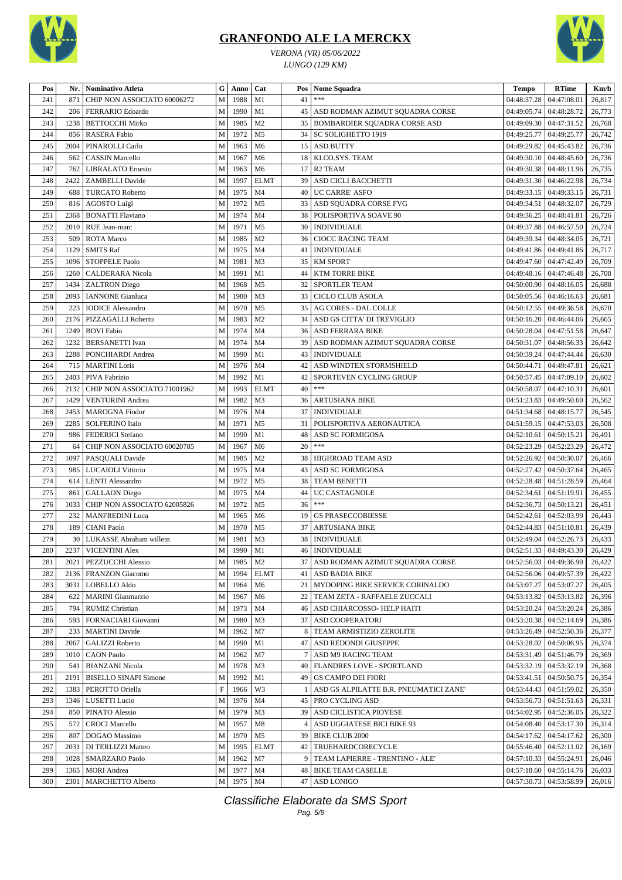# GRANFONDO ALE LA MERCKX

*VERONA (VR) 05/06/2022*

*LUNGO (129 KM)*

| Pos | Nr. | Nominativo Atleta | G | Anno | Cat | Pos | Nome Squadra | Tempo | RTime | Km/h |
|---|---|---|---|---|---|---|---|---|---|---|
| 241 | 871 | CHIP NON ASSOCIATO 60006272 | M | 1988 | M1 | 41 | *** | 04:48:37.28 | 04:47:08.01 | 26,817 |
| 242 | 206 | FERRARIO Edoardo | M | 1990 | M1 | 45 | ASD RODMAN AZIMUT SQUADRA CORSE | 04:49:05.74 | 04:48:28.72 | 26,773 |
| 243 | 1238 | BETTOCCHI Mirko | M | 1985 | M2 | 35 | BOMBARDIER SQUADRA CORSE ASD | 04:49:09.30 | 04:47:31.52 | 26,768 |
| 244 | 856 | RASERA Fabio | M | 1972 | M5 | 34 | SC SOLIGHETTO 1919 | 04:49:25.77 | 04:49:25.77 | 26,742 |
| 245 | 2004 | PINAROLLI Carlo | M | 1963 | M6 | 15 | ASD BUTTY | 04:49:29.82 | 04:45:43.82 | 26,736 |
| 246 | 562 | CASSIN Marcello | M | 1967 | M6 | 18 | KI.CO.SYS. TEAM | 04:49:30.10 | 04:48:45.60 | 26,736 |
| 247 | 762 | LIBRALATO Ernesto | M | 1963 | M6 | 17 | R2 TEAM | 04:49:30.38 | 04:48:11.96 | 26,735 |
| 248 | 2422 | ZAMBELLI Davide | M | 1997 | ELMT | 39 | ASD CICLI BACCHETTI | 04:49:31.30 | 04:46:22.98 | 26,734 |
| 249 | 688 | TURCATO Roberto | M | 1975 | M4 | 40 | UC CARRE' ASFO | 04:49:33.15 | 04:49:33.15 | 26,731 |
| 250 | 816 | AGOSTO Luigi | M | 1972 | M5 | 33 | ASD SQUADRA CORSE FVG | 04:49:34.51 | 04:48:32.07 | 26,729 |
| 251 | 2368 | BONATTI Flaviano | M | 1974 | M4 | 38 | POLISPORTIVA SOAVE 90 | 04:49:36.25 | 04:48:41.81 | 26,726 |
| 252 | 2010 | RUE Jean-marc | M | 1971 | M5 | 30 | INDIVIDUALE | 04:49:37.88 | 04:46:57.50 | 26,724 |
| 253 | 509 | ROTA Marco | M | 1985 | M2 | 36 | CIOCC RACING TEAM | 04:49:39.34 | 04:48:34.05 | 26,721 |
| 254 | 1129 | SMITS Raf | M | 1975 | M4 | 41 | INDIVIDUALE | 04:49:41.86 | 04:49:41.86 | 26,717 |
| 255 | 1096 | STOPPELE Paolo | M | 1981 | M3 | 35 | KM SPORT | 04:49:47.60 | 04:47:42.49 | 26,709 |
| 256 | 1260 | CALDERARA Nicola | M | 1991 | M1 | 44 | KTM TORRE BIKE | 04:49:48.16 | 04:47:46.48 | 26,708 |
| 257 | 1434 | ZALTRON Diego | M | 1968 | M5 | 32 | SPORTLER TEAM | 04:50:00.90 | 04:48:16.05 | 26,688 |
| 258 | 2093 | IANNONE Gianluca | M | 1980 | M3 | 33 | CICLO CLUB ASOLA | 04:50:05.56 | 04:46:16.63 | 26,681 |
| 259 | 223 | IODICE Alessandro | M | 1970 | M5 | 35 | AG CORES - DAL COLLE | 04:50:12.55 | 04:49:36.58 | 26,670 |
| 260 | 2176 | PIZZAGALLI Roberto | M | 1983 | M2 | 34 | ASD GS CITTA' DI TREVIGLIO | 04:50:16.20 | 04:46:44.06 | 26,665 |
| 261 | 1249 | BOVI Fabio | M | 1974 | M4 | 36 | ASD FERRARA BIKE | 04:50:28.04 | 04:47:51.58 | 26,647 |
| 262 | 1232 | BERSANETTI Ivan | M | 1974 | M4 | 39 | ASD RODMAN AZIMUT SQUADRA CORSE | 04:50:31.07 | 04:48:56.33 | 26,642 |
| 263 | 2288 | PONCHIARDI Andrea | M | 1990 | M1 | 43 | INDIVIDUALE | 04:50:39.24 | 04:47:44.44 | 26,630 |
| 264 | 715 | MARTINI Loris | M | 1976 | M4 | 42 | ASD WINDTEX STORMSHIELD | 04:50:44.71 | 04:49:47.81 | 26,621 |
| 265 | 2403 | PIVA Fabrizio | M | 1992 | M1 | 42 | SPORTEVEN CYCLING GROUP | 04:50:57.45 | 04:47:09.10 | 26,602 |
| 266 | 2132 | CHIP NON ASSOCIATO 71001962 | M | 1993 | ELMT | 40 | *** | 04:50:58.07 | 04:47:10.31 | 26,601 |
| 267 | 1429 | VENTURINI Andrea | M | 1982 | M3 | 36 | ARTUSIANA BIKE | 04:51:23.83 | 04:49:50.60 | 26,562 |
| 268 | 2453 | MAROGNA Fiodor | M | 1976 | M4 | 37 | INDIVIDUALE | 04:51:34.68 | 04:48:15.77 | 26,545 |
| 269 | 2285 | SOLFERINO Italo | M | 1971 | M5 | 31 | POLISPORTIVA AERONAUTICA | 04:51:59.15 | 04:47:53.03 | 26,508 |
| 270 | 986 | FEDERICI Stefano | M | 1990 | M1 | 48 | ASD SC FORMIGOSA | 04:52:10.61 | 04:50:15.21 | 26,491 |
| 271 | 64 | CHIP NON ASSOCIATO 60020785 | M | 1967 | M6 | 20 | *** | 04:52:23.29 | 04:52:23.29 | 26,472 |
| 272 | 1097 | PASQUALI Davide | M | 1985 | M2 | 38 | HIGHROAD TEAM ASD | 04:52:26.92 | 04:50:30.07 | 26,466 |
| 273 | 985 | LUCAIOLI Vittorio | M | 1975 | M4 | 43 | ASD SC FORMIGOSA | 04:52:27.42 | 04:50:37.64 | 26,465 |
| 274 | 614 | LENTI Alessandro | M | 1972 | M5 | 38 | TEAM BENETTI | 04:52:28.48 | 04:51:28.59 | 26,464 |
| 275 | 861 | GALLAON Diego | M | 1975 | M4 | 44 | UC CASTAGNOLE | 04:52:34.61 | 04:51:19.91 | 26,455 |
| 276 | 1033 | CHIP NON ASSOCIATO 62005826 | M | 1972 | M5 | 36 | *** | 04:52:36.73 | 04:50:13.21 | 26,451 |
| 277 | 232 | MANFREDINI Luca | M | 1965 | M6 | 19 | GS PRASECCOBIESSE | 04:52:42.61 | 04:52:03.99 | 26,443 |
| 278 | 189 | CIANI Paolo | M | 1970 | M5 | 37 | ARTUSIANA BIKE | 04:52:44.83 | 04:51:10.81 | 26,439 |
| 279 | 30 | LUKASSE Abraham willem | M | 1981 | M3 | 38 | INDIVIDUALE | 04:52:49.04 | 04:52:26.73 | 26,433 |
| 280 | 2237 | VICENTINI Alex | M | 1990 | M1 | 46 | INDIVIDUALE | 04:52:51.33 | 04:49:43.30 | 26,429 |
| 281 | 2021 | PEZZUCCHI Alessio | M | 1985 | M2 | 37 | ASD RODMAN AZIMUT SQUADRA CORSE | 04:52:56.03 | 04:49:36.90 | 26,422 |
| 282 | 2136 | FRANZON Giacomo | M | 1994 | ELMT | 41 | ASD BADIA BIKE | 04:52:56.06 | 04:49:57.39 | 26,422 |
| 283 | 3031 | LOBELLO Aldo | M | 1964 | M6 | 21 | MYDOPING BIKE SERVICE CORINALDO | 04:53:07.27 | 04:53:07.27 | 26,405 |
| 284 | 622 | MARINI Gianmarzio | M | 1967 | M6 | 22 | TEAM ZETA - RAFFAELE ZUCCALI | 04:53:13.82 | 04:53:13.82 | 26,396 |
| 285 | 794 | RUMIZ Christian | M | 1973 | M4 | 46 | ASD CHIARCOSSO- HELP HAITI | 04:53:20.24 | 04:53:20.24 | 26,386 |
| 286 | 593 | FORNACIARI Giovanni | M | 1980 | M3 | 37 | ASD COOPERATORI | 04:53:20.38 | 04:52:14.69 | 26,386 |
| 287 | 233 | MARTINI Davide | M | 1962 | M7 | 8 | TEAM ARMISTIZIO ZEROLITE | 04:53:26.49 | 04:52:50.36 | 26,377 |
| 288 | 2067 | GALIZZI Roberto | M | 1990 | M1 | 47 | ASD REDONDI GIUSEPPE | 04:53:28.02 | 04:50:06.95 | 26,374 |
| 289 | 1010 | CAON Paolo | M | 1962 | M7 | 7 | ASD M9 RACING TEAM | 04:53:31.49 | 04:51:46.79 | 26,369 |
| 290 | 541 | BIANZANI Nicola | M | 1978 | M3 | 40 | FLANDRES LOVE - SPORTLAND | 04:53:32.19 | 04:53:32.19 | 26,368 |
| 291 | 2191 | BISELLO SINAPI Simone | M | 1992 | M1 | 49 | GS CAMPO DEI FIORI | 04:53:41.51 | 04:50:50.75 | 26,354 |
| 292 | 1383 | PEROTTO Oriella | F | 1966 | W3 | 1 | ASD GS ALPILATTE B.R. PNEUMATICI ZANE' | 04:53:44.43 | 04:51:59.02 | 26,350 |
| 293 | 1346 | LUSETTI Lucio | M | 1976 | M4 | 45 | PRO CYCLING ASD | 04:53:56.73 | 04:51:51.63 | 26,331 |
| 294 | 850 | PINATO Alessio | M | 1979 | M3 | 39 | ASD CICLISTICA PIOVESE | 04:54:02.95 | 04:52:36.05 | 26,322 |
| 295 | 572 | CROCI Marcello | M | 1957 | M8 | 4 | ASD UGGIATESE BICI BIKE 93 | 04:54:08.40 | 04:53:17.30 | 26,314 |
| 296 | 807 | DOGAO Massimo | M | 1970 | M5 | 39 | BIKE CLUB 2000 | 04:54:17.62 | 04:54:17.62 | 26,300 |
| 297 | 2031 | DI TERLIZZI Matteo | M | 1995 | ELMT | 42 | TRUEHARDCORECYCLE | 04:55:46.40 | 04:52:11.02 | 26,169 |
| 298 | 1028 | SMARZARO Paolo | M | 1962 | M7 | 9 | TEAM LAPIERRE - TRENTINO - ALE' | 04:57:10.33 | 04:55:24.91 | 26,046 |
| 299 | 1365 | MORI Andrea | M | 1977 | M4 | 48 | BIKE TEAM CASELLE | 04:57:18.60 | 04:55:14.76 | 26,033 |
| 300 | 2301 | MARCHETTO Alberto | M | 1975 | M4 | 47 | ASD LONIGO | 04:57:30.73 | 04:53:58.99 | 26,016 |

*Classifiche Elaborate da SMS Sport*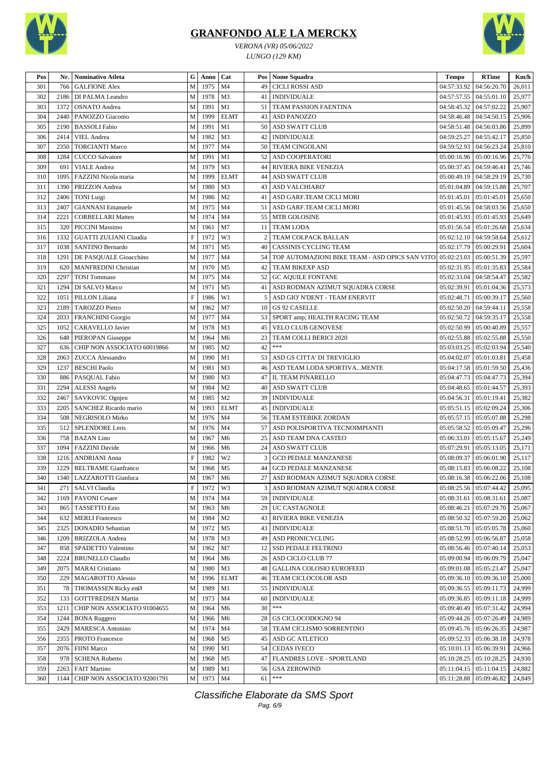# GRANFONDO ALE LA MERCKX

*VERONA (VR) 05/06/2022*

*LUNGO (129 KM)*

| Pos | Nr. | Nominativo Atleta | G | Anno | Cat | Pos | Nome Squadra | Tempo | RTime | Km/h |
|---|---|---|---|---|---|---|---|---|---|---|
| 301 | 766 | GALFIONE Alex | M | 1975 | M4 | 49 | CICLI ROSSI ASD | 04:57:33.92 | 04:56:20.70 | 26,011 |
| 302 | 2186 | DI PALMA Leandro | M | 1978 | M3 | 41 | INDIVIDUALE | 04:57:57.55 | 04:55:01.10 | 25,977 |
| 303 | 1372 | OSNATO Andrea | M | 1991 | M1 | 51 | TEAM PASSION FAENTINA | 04:58:45.32 | 04:57:02.22 | 25,907 |
| 304 | 2440 | PANOZZO Giacomo | M | 1999 | ELMT | 43 | ASD PANOZZO | 04:58:46.48 | 04:54:50.15 | 25,906 |
| 305 | 2190 | BASSOLI Fabio | M | 1991 | M1 | 50 | ASD SWATT CLUB | 04:58:51.48 | 04:56:03.86 | 25,899 |
| 306 | 2414 | VIEL Andrea | M | 1982 | M3 | 42 | INDIVIDUALE | 04:59:25.27 | 04:55:42.17 | 25,850 |
| 307 | 2350 | TORCIANTI Marco | M | 1977 | M4 | 50 | TEAM CINGOLANI | 04:59:52.93 | 04:56:23.24 | 25,810 |
| 308 | 1284 | CUCCO Salvatore | M | 1991 | M1 | 52 | ASD COOPERATORI | 05:00:16.96 | 05:00:16.96 | 25,776 |
| 309 | 691 | VIALE Andrea | M | 1979 | M3 | 44 | RIVIERA BIKE VENEZIA | 05:00:37.45 | 04:59:46.41 | 25,746 |
| 310 | 1095 | FAZZINI Nicola maria | M | 1999 | ELMT | 44 | ASD SWATT CLUB | 05:00:49.19 | 04:58:29.19 | 25,730 |
| 311 | 1390 | PRIZZON Andrea | M | 1980 | M3 | 43 | ASD VALCHIARO' | 05:01:04.89 | 04:59:15.88 | 25,707 |
| 312 | 2406 | TONI Luigi | M | 1986 | M2 | 41 | ASD GARF.TEAM CICLI MORI | 05:01:45.01 | 05:01:45.01 | 25,650 |
| 313 | 2407 | GIANNASI Emanuele | M | 1975 | M4 | 51 | ASD GARF.TEAM CICLI MORI | 05:01:45.56 | 04:58:03.56 | 25,650 |
| 314 | 2221 | CORBELLARI Matteo | M | 1974 | M4 | 55 | MTB GOLOSINE | 05:01:45.93 | 05:01:45.93 | 25,649 |
| 315 | 320 | PICCINI Massimo | M | 1961 | M7 | 11 | TEAM LODA | 05:01:56.54 | 05:01:26.68 | 25,634 |
| 316 | 1332 | GUATTI ZULIANI Claudia | F | 1972 | W3 | 2 | TEAM COLPACK BALLAN | 05:02:12.10 | 04:59:58.64 | 25,612 |
| 317 | 1038 | SANTINO Bernardo | M | 1971 | M5 | 40 | CASSINIS CYCLING TEAM | 05:02:17.79 | 05:00:29.91 | 25,604 |
| 318 | 1291 | DE PASQUALE Gioacchino | M | 1977 | M4 | 54 | TOP AUTOMAZIONI BIKE TEAM - ASD OPICS SAN VITO | 05:02:23.03 | 05:00:51.39 | 25,597 |
| 319 | 620 | MANFREDINI Christian | M | 1970 | M5 | 42 | TEAM BIKEXP ASD | 05:02:31.95 | 05:01:35.83 | 25,584 |
| 320 | 2297 | TOSI Tommaso | M | 1975 | M4 | 52 | GC AQUILE FONTANE | 05:02:33.04 | 04:58:54.47 | 25,582 |
| 321 | 1294 | DI SALVO Marco | M | 1971 | M5 | 41 | ASD RODMAN AZIMUT SQUADRA CORSE | 05:02:39.91 | 05:01:04.36 | 25,573 |
| 322 | 1051 | PILLON Liliana | F | 1986 | W1 | 5 | ASD GIO' N'DENT - TEAM ENERVIT | 05:02:48.71 | 05:00:39.17 | 25,560 |
| 323 | 2189 | TAROZZO Pietro | M | 1962 | M7 | 10 | GS 92 CASELLE | 05:02:50.20 | 04:59:44.11 | 25,558 |
| 324 | 2033 | FRANCHINI Giorgio | M | 1977 | M4 | 53 | SPORT amp; HEALTH RACING TEAM | 05:02:50.72 | 04:59:35.17 | 25,558 |
| 325 | 1052 | CARAVELLO Javier | M | 1978 | M3 | 45 | VELO CLUB GENOVESE | 05:02:50.99 | 05:00:40.89 | 25,557 |
| 326 | 648 | PIEROPAN Giuseppe | M | 1964 | M6 | 23 | TEAM COLLI BERICI 2020 | 05:02:55.88 | 05:02:55.88 | 25,550 |
| 327 | 636 | CHIP NON ASSOCIATO 60019866 | M | 1985 | M2 | 42 | *** | 05:03:03.25 | 05:02:03.94 | 25,540 |
| 328 | 2063 | ZUCCA Alessandro | M | 1990 | M1 | 53 | ASD GS CITTA' DI TREVIGLIO | 05:04:02.07 | 05:01:03.81 | 25,458 |
| 329 | 1237 | BESCHI Paolo | M | 1981 | M3 | 46 | ASD TEAM LODA SPORTIVA...MENTE | 05:04:17.58 | 05:01:59.50 | 25,436 |
| 330 | 886 | PASQUAL Fabio | M | 1980 | M3 | 47 | IL TEAM PINARELLO | 05:04:47.73 | 05:04:47.73 | 25,394 |
| 331 | 2294 | ALESSI Angelo | M | 1984 | M2 | 40 | ASD SWATT CLUB | 05:04:48.65 | 05:01:44.57 | 25,393 |
| 332 | 2467 | SAVKOVIC Ognjen | M | 1985 | M2 | 39 | INDIVIDUALE | 05:04:56.31 | 05:01:19.41 | 25,382 |
| 333 | 2205 | SANCHEZ Ricardo mario | M | 1993 | ELMT | 45 | INDIVIDUALE | 05:05:51.15 | 05:02:09.24 | 25,306 |
| 334 | 508 | NEGRISOLO Mirko | M | 1976 | M4 | 56 | TEAM ESTEBIKE ZORDAN | 05:05:57.15 | 05:05:07.88 | 25,298 |
| 335 | 512 | SPLENDORE Leris | M | 1976 | M4 | 57 | ASD POLISPORTIVA TECNOIMPIANTI | 05:05:58.52 | 05:05:09.47 | 25,296 |
| 336 | 758 | BAZAN Lino | M | 1967 | M6 | 25 | ASD TEAM DNA CASTEO | 05:06:33.01 | 05:05:15.67 | 25,249 |
| 337 | 1094 | FAZZINI Davide | M | 1966 | M6 | 24 | ASD SWATT CLUB | 05:07:29.91 | 05:05:13.05 | 25,171 |
| 338 | 1216 | ANDRIANI Anna | F | 1982 | W2 | 3 | GCD PEDALE MANZANESE | 05:08:09.37 | 05:06:01.90 | 25,117 |
| 339 | 1229 | BELTRAME Gianfranco | M | 1968 | M5 | 44 | GCD PEDALE MANZANESE | 05:08:15.83 | 05:06:08.22 | 25,108 |
| 340 | 1340 | LAZZAROTTI Gianluca | M | 1967 | M6 | 27 | ASD RODMAN AZIMUT SQUADRA CORSE | 05:08:16.38 | 05:06:22.06 | 25,108 |
| 341 | 271 | SALVI Claudia | F | 1972 | W3 | 3 | ASD RODMAN AZIMUT SQUADRA CORSE | 05:08:25.56 | 05:07:44.42 | 25,095 |
| 342 | 1169 | PAVONI Cesare | M | 1974 | M4 | 59 | INDIVIDUALE | 05:08:31.61 | 05:08:31.61 | 25,087 |
| 343 | 865 | TASSETTO Ezio | M | 1963 | M6 | 29 | UC CASTAGNOLE | 05:08:46.21 | 05:07:29.70 | 25,067 |
| 344 | 632 | MERLI Francesco | M | 1984 | M2 | 43 | RIVIERA BIKE VENEZIA | 05:08:50.32 | 05:07:59.20 | 25,062 |
| 345 | 2325 | DONADIO Sebastian | M | 1972 | M5 | 43 | INDIVIDUALE | 05:08:51.70 | 05:05:05.78 | 25,060 |
| 346 | 1209 | BRIZZOLA Andrea | M | 1978 | M3 | 49 | ASD PRONICYCLING | 05:08:52.99 | 05:06:56.87 | 25,058 |
| 347 | 858 | SPADETTO Valentino | M | 1962 | M7 | 12 | SSD PEDALE FELTRINO | 05:08:56.46 | 05:07:40.14 | 25,053 |
| 348 | 2224 | BRUNELLO Claudio | M | 1964 | M6 | 26 | ASD CICLO CLUB 77 | 05:09:00.94 | 05:06:09.79 | 25,047 |
| 349 | 2075 | MARAI Cristiano | M | 1980 | M3 | 48 | GALLINA COLOSIO EUROFEED | 05:09:01.08 | 05:05:23.47 | 25,047 |
| 350 | 229 | MAGAROTTO Alessio | M | 1996 | ELMT | 46 | TEAM CICLOCOLOR ASD | 05:09:36.10 | 05:09:36.10 | 25,000 |
| 351 | 78 | THOMASSEN Ricky enØ | M | 1989 | M1 | 55 | INDIVIDUALE | 05:09:36.55 | 05:09:11.73 | 24,999 |
| 352 | 133 | GOTTFREDSEN Martin | M | 1973 | M4 | 60 | INDIVIDUALE | 05:09:36.85 | 05:09:11.18 | 24,999 |
| 353 | 1211 | CHIP NON ASSOCIATO 91004655 | M | 1964 | M6 | 30 | *** | 05:09:40.49 | 05:07:31.42 | 24,994 |
| 354 | 1244 | BONA Ruggero | M | 1966 | M6 | 28 | GS CICLOCODOGNO 94 | 05:09:44.26 | 05:07:26.49 | 24,989 |
| 355 | 2429 | MARESCA Antonino | M | 1974 | M4 | 58 | TEAM CICLISMO SORRENTINO | 05:09:45.76 | 05:06:26.35 | 24,987 |
| 356 | 2355 | PROTO Francesco | M | 1968 | M5 | 45 | ASD GC ATLETICO | 05:09:52.33 | 05:06:38.18 | 24,978 |
| 357 | 2076 | FIINI Marco | M | 1990 | M1 | 54 | CEDAS IVECO | 05:10:01.13 | 05:06:39.91 | 24,966 |
| 358 | 978 | SCHENA Roberto | M | 1968 | M5 | 47 | FLANDRES LOVE - SPORTLAND | 05:10:28.25 | 05:10:28.25 | 24,930 |
| 359 | 2263 | FAIT Martino | M | 1989 | M1 | 56 | GSA ZEROWIND | 05:11:04.15 | 05:11:04.15 | 24,882 |
| 360 | 1144 | CHIP NON ASSOCIATO 92001791 | M | 1973 | M4 | 61 | *** | 05:11:28.88 | 05:09:46.82 | 24,849 |

*Classifiche Elaborate da SMS Sport*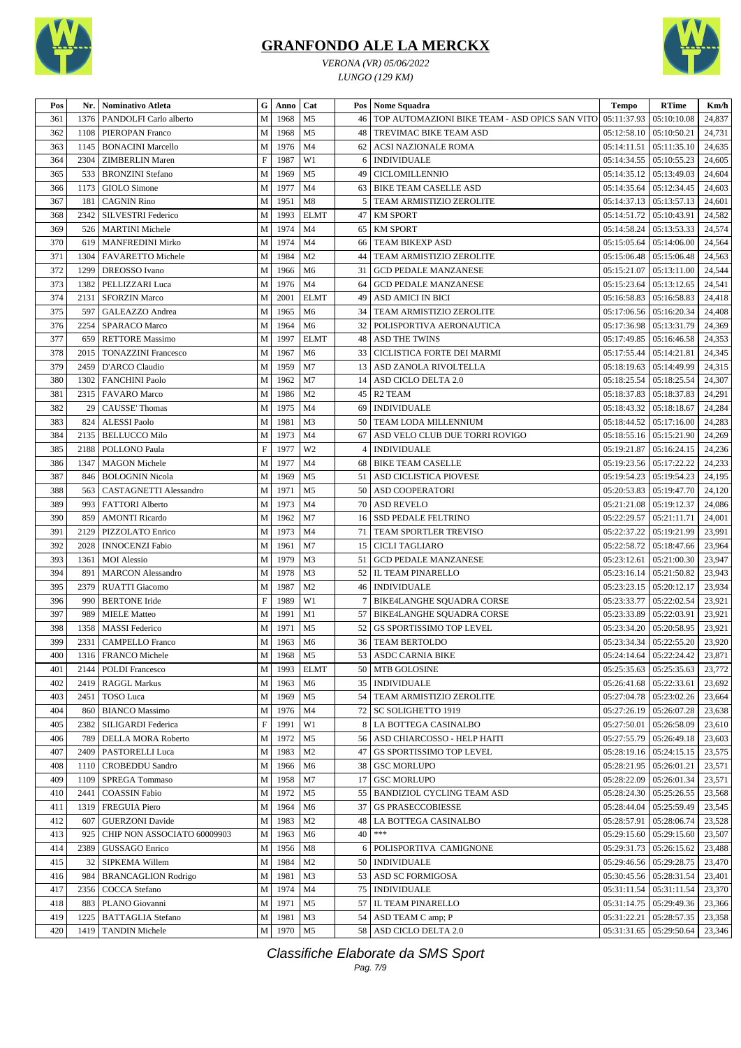# GRANFONDO ALE LA MERCKX

*VERONA (VR) 05/06/2022*

*LUNGO (129 KM)*

| Pos | Nr. | Nominativo Atleta | G | Anno | Cat | Pos | Nome Squadra | Tempo | RTime | Km/h |
|---|---|---|---|---|---|---|---|---|---|---|
| 361 | 1376 | PANDOLFI Carlo alberto | M | 1968 | M5 | 46 | TOP AUTOMAZIONI BIKE TEAM - ASD OPICS SAN VITO | 05:11:37.93 | 05:10:10.08 | 24,837 |
| 362 | 1108 | PIEROPAN Franco | M | 1968 | M5 | 48 | TREVIMAC BIKE TEAM ASD | 05:12:58.10 | 05:10:50.21 | 24,731 |
| 363 | 1145 | BONACINI Marcello | M | 1976 | M4 | 62 | ACSI NAZIONALE ROMA | 05:14:11.51 | 05:11:35.10 | 24,635 |
| 364 | 2304 | ZIMBERLIN Maren | F | 1987 | W1 | 6 | INDIVIDUALE | 05:14:34.55 | 05:10:55.23 | 24,605 |
| 365 | 533 | BRONZINI Stefano | M | 1969 | M5 | 49 | CICLOMILLENNIO | 05:14:35.12 | 05:13:49.03 | 24,604 |
| 366 | 1173 | GIOLO Simone | M | 1977 | M4 | 63 | BIKE TEAM CASELLE ASD | 05:14:35.64 | 05:12:34.45 | 24,603 |
| 367 | 181 | CAGNIN Rino | M | 1951 | M8 | 5 | TEAM ARMISTIZIO ZEROLITE | 05:14:37.13 | 05:13:57.13 | 24,601 |
| 368 | 2342 | SILVESTRI Federico | M | 1993 | ELMT | 47 | KM SPORT | 05:14:51.72 | 05:10:43.91 | 24,582 |
| 369 | 526 | MARTINI Michele | M | 1974 | M4 | 65 | KM SPORT | 05:14:58.24 | 05:13:53.33 | 24,574 |
| 370 | 619 | MANFREDINI Mirko | M | 1974 | M4 | 66 | TEAM BIKEXP ASD | 05:15:05.64 | 05:14:06.00 | 24,564 |
| 371 | 1304 | FAVARETTO Michele | M | 1984 | M2 | 44 | TEAM ARMISTIZIO ZEROLITE | 05:15:06.48 | 05:15:06.48 | 24,563 |
| 372 | 1299 | DREOSSO Ivano | M | 1966 | M6 | 31 | GCD PEDALE MANZANESE | 05:15:21.07 | 05:13:11.00 | 24,544 |
| 373 | 1382 | PELLIZZARI Luca | M | 1976 | M4 | 64 | GCD PEDALE MANZANESE | 05:15:23.64 | 05:13:12.65 | 24,541 |
| 374 | 2131 | SFORZIN Marco | M | 2001 | ELMT | 49 | ASD AMICI IN BICI | 05:16:58.83 | 05:16:58.83 | 24,418 |
| 375 | 597 | GALEAZZO Andrea | M | 1965 | M6 | 34 | TEAM ARMISTIZIO ZEROLITE | 05:17:06.56 | 05:16:20.34 | 24,408 |
| 376 | 2254 | SPARACO Marco | M | 1964 | M6 | 32 | POLISPORTIVA AERONAUTICA | 05:17:36.98 | 05:13:31.79 | 24,369 |
| 377 | 659 | RETTORE Massimo | M | 1997 | ELMT | 48 | ASD THE TWINS | 05:17:49.85 | 05:16:46.58 | 24,353 |
| 378 | 2015 | TONAZZINI Francesco | M | 1967 | M6 | 33 | CICLISTICA FORTE DEI MARMI | 05:17:55.44 | 05:14:21.81 | 24,345 |
| 379 | 2459 | D'ARCO Claudio | M | 1959 | M7 | 13 | ASD ZANOLA RIVOLTELLA | 05:18:19.63 | 05:14:49.99 | 24,315 |
| 380 | 1302 | FANCHINI Paolo | M | 1962 | M7 | 14 | ASD CICLO DELTA 2.0 | 05:18:25.54 | 05:18:25.54 | 24,307 |
| 381 | 2315 | FAVARO Marco | M | 1986 | M2 | 45 | R2 TEAM | 05:18:37.83 | 05:18:37.83 | 24,291 |
| 382 | 29 | CAUSSE' Thomas | M | 1975 | M4 | 69 | INDIVIDUALE | 05:18:43.32 | 05:18:18.67 | 24,284 |
| 383 | 824 | ALESSI Paolo | M | 1981 | M3 | 50 | TEAM LODA MILLENNIUM | 05:18:44.52 | 05:17:16.00 | 24,283 |
| 384 | 2135 | BELLUCCO Milo | M | 1973 | M4 | 67 | ASD VELO CLUB DUE TORRI ROVIGO | 05:18:55.16 | 05:15:21.90 | 24,269 |
| 385 | 2188 | POLLONO Paula | F | 1977 | W2 | 4 | INDIVIDUALE | 05:19:21.87 | 05:16:24.15 | 24,236 |
| 386 | 1347 | MAGON Michele | M | 1977 | M4 | 68 | BIKE TEAM CASELLE | 05:19:23.56 | 05:17:22.22 | 24,233 |
| 387 | 846 | BOLOGNIN Nicola | M | 1969 | M5 | 51 | ASD CICLISTICA PIOVESE | 05:19:54.23 | 05:19:54.23 | 24,195 |
| 388 | 563 | CASTAGNETTI Alessandro | M | 1971 | M5 | 50 | ASD COOPERATORI | 05:20:53.83 | 05:19:47.70 | 24,120 |
| 389 | 993 | FATTORI Alberto | M | 1973 | M4 | 70 | ASD REVELO | 05:21:21.08 | 05:19:12.37 | 24,086 |
| 390 | 859 | AMONTI Ricardo | M | 1962 | M7 | 16 | SSD PEDALE FELTRINO | 05:22:29.57 | 05:21:11.71 | 24,001 |
| 391 | 2129 | PIZZOLATO Enrico | M | 1973 | M4 | 71 | TEAM SPORTLER TREVISO | 05:22:37.22 | 05:19:21.99 | 23,991 |
| 392 | 2028 | INNOCENZI Fabio | M | 1961 | M7 | 15 | CICLI TAGLIARO | 05:22:58.72 | 05:18:47.66 | 23,964 |
| 393 | 1361 | MOI Alessio | M | 1979 | M3 | 51 | GCD PEDALE MANZANESE | 05:23:12.61 | 05:21:00.30 | 23,947 |
| 394 | 891 | MARCON Alessandro | M | 1978 | M3 | 52 | IL TEAM PINARELLO | 05:23:16.14 | 05:21:50.82 | 23,943 |
| 395 | 2379 | RUATTI Giacomo | M | 1987 | M2 | 46 | INDIVIDUALE | 05:23:23.15 | 05:20:12.17 | 23,934 |
| 396 | 990 | BERTONE Iride | F | 1989 | W1 | 7 | BIKE4LANGHE SQUADRA CORSE | 05:23:33.77 | 05:22:02.54 | 23,921 |
| 397 | 989 | MIELE Matteo | M | 1991 | M1 | 57 | BIKE4LANGHE SQUADRA CORSE | 05:23:33.89 | 05:22:03.91 | 23,921 |
| 398 | 1358 | MASSI Federico | M | 1971 | M5 | 52 | GS SPORTISSIMO TOP LEVEL | 05:23:34.20 | 05:20:58.95 | 23,921 |
| 399 | 2331 | CAMPELLO Franco | M | 1963 | M6 | 36 | TEAM BERTOLDO | 05:23:34.34 | 05:22:55.20 | 23,920 |
| 400 | 1316 | FRANCO Michele | M | 1968 | M5 | 53 | ASDC CARNIA BIKE | 05:24:14.64 | 05:22:24.42 | 23,871 |
| 401 | 2144 | POLDI Francesco | M | 1993 | ELMT | 50 | MTB GOLOSINE | 05:25:35.63 | 05:25:35.63 | 23,772 |
| 402 | 2419 | RAGGL Markus | M | 1963 | M6 | 35 | INDIVIDUALE | 05:26:41.68 | 05:22:33.61 | 23,692 |
| 403 | 2451 | TOSO Luca | M | 1969 | M5 | 54 | TEAM ARMISTIZIO ZEROLITE | 05:27:04.78 | 05:23:02.26 | 23,664 |
| 404 | 860 | BIANCO Massimo | M | 1976 | M4 | 72 | SC SOLIGHETTO 1919 | 05:27:26.19 | 05:26:07.28 | 23,638 |
| 405 | 2382 | SILIGARDI Federica | F | 1991 | W1 | 8 | LA BOTTEGA CASINALBO | 05:27:50.01 | 05:26:58.09 | 23,610 |
| 406 | 789 | DELLA MORA Roberto | M | 1972 | M5 | 56 | ASD CHIARCOSSO - HELP HAITI | 05:27:55.79 | 05:26:49.18 | 23,603 |
| 407 | 2409 | PASTORELLI Luca | M | 1983 | M2 | 47 | GS SPORTISSIMO TOP LEVEL | 05:28:19.16 | 05:24:15.15 | 23,575 |
| 408 | 1110 | CROBEDDU Sandro | M | 1966 | M6 | 38 | GSC MORLUPO | 05:28:21.95 | 05:26:01.21 | 23,571 |
| 409 | 1109 | SPREGA Tommaso | M | 1958 | M7 | 17 | GSC MORLUPO | 05:28:22.09 | 05:26:01.34 | 23,571 |
| 410 | 2441 | COASSIN Fabio | M | 1972 | M5 | 55 | BANDIZIOL CYCLING TEAM ASD | 05:28:24.30 | 05:25:26.55 | 23,568 |
| 411 | 1319 | FREGUIA Piero | M | 1964 | M6 | 37 | GS PRASECCOBIESSE | 05:28:44.04 | 05:25:59.49 | 23,545 |
| 412 | 607 | GUERZONI Davide | M | 1983 | M2 | 48 | LA BOTTEGA CASINALBO | 05:28:57.91 | 05:28:06.74 | 23,528 |
| 413 | 925 | CHIP NON ASSOCIATO 60009903 | M | 1963 | M6 | 40 | *** | 05:29:15.60 | 05:29:15.60 | 23,507 |
| 414 | 2389 | GUSSAGO Enrico | M | 1956 | M8 | 6 | POLISPORTIVA CAMIGNONE | 05:29:31.73 | 05:26:15.62 | 23,488 |
| 415 | 32 | SIPKEMA Willem | M | 1984 | M2 | 50 | INDIVIDUALE | 05:29:46.56 | 05:29:28.75 | 23,470 |
| 416 | 984 | BRANCAGLION Rodrigo | M | 1981 | M3 | 53 | ASD SC FORMIGOSA | 05:30:45.56 | 05:28:31.54 | 23,401 |
| 417 | 2356 | COCCA Stefano | M | 1974 | M4 | 75 | INDIVIDUALE | 05:31:11.54 | 05:31:11.54 | 23,370 |
| 418 | 883 | PLANO Giovanni | M | 1971 | M5 | 57 | IL TEAM PINARELLO | 05:31:14.75 | 05:29:49.36 | 23,366 |
| 419 | 1225 | BATTAGLIA Stefano | M | 1981 | M3 | 54 | ASD TEAM C amp; P | 05:31:22.21 | 05:28:57.35 | 23,358 |
| 420 | 1419 | TANDIN Michele | M | 1970 | M5 | 58 | ASD CICLO DELTA 2.0 | 05:31:31.65 | 05:29:50.64 | 23,346 |

*Classifiche Elaborate da SMS Sport*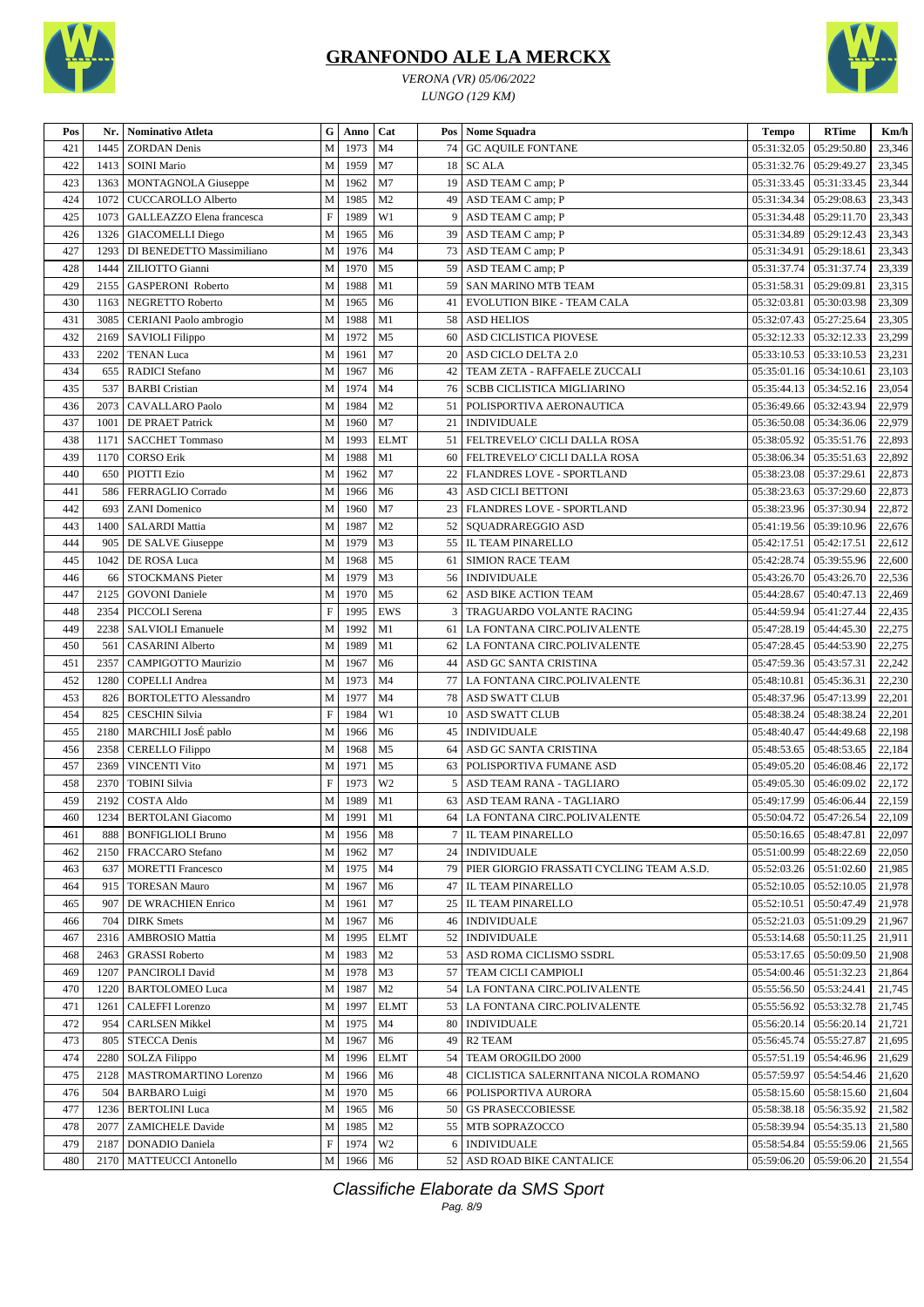# GRANFONDO ALE LA MERCKX

*VERONA (VR) 05/06/2022*

*LUNGO (129 KM)*

| Pos | Nr. | Nominativo Atleta | G | Anno | Cat | Pos | Nome Squadra | Tempo | RTime | Km/h |
|---|---|---|---|---|---|---|---|---|---|---|
| 421 | 1445 | ZORDAN Denis | M | 1973 | M4 | 74 | GC AQUILE FONTANE | 05:31:32.05 | 05:29:50.80 | 23,346 |
| 422 | 1413 | SOINI Mario | M | 1959 | M7 | 18 | SC ALA | 05:31:32.76 | 05:29:49.27 | 23,345 |
| 423 | 1363 | MONTAGNOLA Giuseppe | M | 1962 | M7 | 19 | ASD TEAM C amp; P | 05:31:33.45 | 05:31:33.45 | 23,344 |
| 424 | 1072 | CUCCAROLLO Alberto | M | 1985 | M2 | 49 | ASD TEAM C amp; P | 05:31:34.34 | 05:29:08.63 | 23,343 |
| 425 | 1073 | GALLEAZZO Elena francesca | F | 1989 | W1 | 9 | ASD TEAM C amp; P | 05:31:34.48 | 05:29:11.70 | 23,343 |
| 426 | 1326 | GIACOMELLI Diego | M | 1965 | M6 | 39 | ASD TEAM C amp; P | 05:31:34.89 | 05:29:12.43 | 23,343 |
| 427 | 1293 | DI BENEDETTO Massimiliano | M | 1976 | M4 | 73 | ASD TEAM C amp; P | 05:31:34.91 | 05:29:18.61 | 23,343 |
| 428 | 1444 | ZILIOTTO Gianni | M | 1970 | M5 | 59 | ASD TEAM C amp; P | 05:31:37.74 | 05:31:37.74 | 23,339 |
| 429 | 2155 | GASPERONI Roberto | M | 1988 | M1 | 59 | SAN MARINO MTB TEAM | 05:31:58.31 | 05:29:09.81 | 23,315 |
| 430 | 1163 | NEGRETTO Roberto | M | 1965 | M6 | 41 | EVOLUTION BIKE - TEAM CALA | 05:32:03.81 | 05:30:03.98 | 23,309 |
| 431 | 3085 | CERIANI Paolo ambrogio | M | 1988 | M1 | 58 | ASD HELIOS | 05:32:07.43 | 05:27:25.64 | 23,305 |
| 432 | 2169 | SAVIOLI Filippo | M | 1972 | M5 | 60 | ASD CICLISTICA PIOVESE | 05:32:12.33 | 05:32:12.33 | 23,299 |
| 433 | 2202 | TENAN Luca | M | 1961 | M7 | 20 | ASD CICLO DELTA 2.0 | 05:33:10.53 | 05:33:10.53 | 23,231 |
| 434 | 655 | RADICI Stefano | M | 1967 | M6 | 42 | TEAM ZETA - RAFFAELE ZUCCALI | 05:35:01.16 | 05:34:10.61 | 23,103 |
| 435 | 537 | BARBI Cristian | M | 1974 | M4 | 76 | SCBB CICLISTICA MIGLIARINO | 05:35:44.13 | 05:34:52.16 | 23,054 |
| 436 | 2073 | CAVALLARO Paolo | M | 1984 | M2 | 51 | POLISPORTIVA AERONAUTICA | 05:36:49.66 | 05:32:43.94 | 22,979 |
| 437 | 1001 | DE PRAET Patrick | M | 1960 | M7 | 21 | INDIVIDUALE | 05:36:50.08 | 05:34:36.06 | 22,979 |
| 438 | 1171 | SACCHET Tommaso | M | 1993 | ELMT | 51 | FELTREVELO' CICLI DALLA ROSA | 05:38:05.92 | 05:35:51.76 | 22,893 |
| 439 | 1170 | CORSO Erik | M | 1988 | M1 | 60 | FELTREVELO' CICLI DALLA ROSA | 05:38:06.34 | 05:35:51.63 | 22,892 |
| 440 | 650 | PIOTTI Ezio | M | 1962 | M7 | 22 | FLANDRES LOVE - SPORTLAND | 05:38:23.08 | 05:37:29.61 | 22,873 |
| 441 | 586 | FERRAGLIO Corrado | M | 1966 | M6 | 43 | ASD CICLI BETTONI | 05:38:23.63 | 05:37:29.60 | 22,873 |
| 442 | 693 | ZANI Domenico | M | 1960 | M7 | 23 | FLANDRES LOVE - SPORTLAND | 05:38:23.96 | 05:37:30.94 | 22,872 |
| 443 | 1400 | SALARDI Mattia | M | 1987 | M2 | 52 | SQUADRAREGGIO ASD | 05:41:19.56 | 05:39:10.96 | 22,676 |
| 444 | 905 | DE SALVE Giuseppe | M | 1979 | M3 | 55 | IL TEAM PINARELLO | 05:42:17.51 | 05:42:17.51 | 22,612 |
| 445 | 1042 | DE ROSA Luca | M | 1968 | M5 | 61 | SIMION RACE TEAM | 05:42:28.74 | 05:39:55.96 | 22,600 |
| 446 | 66 | STOCKMANS Pieter | M | 1979 | M3 | 56 | INDIVIDUALE | 05:43:26.70 | 05:43:26.70 | 22,536 |
| 447 | 2125 | GOVONI Daniele | M | 1970 | M5 | 62 | ASD BIKE ACTION TEAM | 05:44:28.67 | 05:40:47.13 | 22,469 |
| 448 | 2354 | PICCOLI Serena | F | 1995 | EWS | 3 | TRAGUARDO VOLANTE RACING | 05:44:59.94 | 05:41:27.44 | 22,435 |
| 449 | 2238 | SALVIOLI Emanuele | M | 1992 | M1 | 61 | LA FONTANA CIRC.POLIVALENTE | 05:47:28.19 | 05:44:45.30 | 22,275 |
| 450 | 561 | CASARINI Alberto | M | 1989 | M1 | 62 | LA FONTANA CIRC.POLIVALENTE | 05:47:28.45 | 05:44:53.90 | 22,275 |
| 451 | 2357 | CAMPIGOTTO Maurizio | M | 1967 | M6 | 44 | ASD GC SANTA CRISTINA | 05:47:59.36 | 05:43:57.31 | 22,242 |
| 452 | 1280 | COPELLI Andrea | M | 1973 | M4 | 77 | LA FONTANA CIRC.POLIVALENTE | 05:48:10.81 | 05:45:36.31 | 22,230 |
| 453 | 826 | BORTOLETTO Alessandro | M | 1977 | M4 | 78 | ASD SWATT CLUB | 05:48:37.96 | 05:47:13.99 | 22,201 |
| 454 | 825 | CESCHIN Silvia | F | 1984 | W1 | 10 | ASD SWATT CLUB | 05:48:38.24 | 05:48:38.24 | 22,201 |
| 455 | 2180 | MARCHILI JosÉ pablo | M | 1966 | M6 | 45 | INDIVIDUALE | 05:48:40.47 | 05:44:49.68 | 22,198 |
| 456 | 2358 | CERELLO Filippo | M | 1968 | M5 | 64 | ASD GC SANTA CRISTINA | 05:48:53.65 | 05:48:53.65 | 22,184 |
| 457 | 2369 | VINCENTI Vito | M | 1971 | M5 | 63 | POLISPORTIVA FUMANE ASD | 05:49:05.20 | 05:46:08.46 | 22,172 |
| 458 | 2370 | TOBINI Silvia | F | 1973 | W2 | 5 | ASD TEAM RANA - TAGLIARO | 05:49:05.30 | 05:46:09.02 | 22,172 |
| 459 | 2192 | COSTA Aldo | M | 1989 | M1 | 63 | ASD TEAM RANA - TAGLIARO | 05:49:17.99 | 05:46:06.44 | 22,159 |
| 460 | 1234 | BERTOLANI Giacomo | M | 1991 | M1 | 64 | LA FONTANA CIRC.POLIVALENTE | 05:50:04.72 | 05:47:26.54 | 22,109 |
| 461 | 888 | BONFIGLIOLI Bruno | M | 1956 | M8 | 7 | IL TEAM PINARELLO | 05:50:16.65 | 05:48:47.81 | 22,097 |
| 462 | 2150 | FRACCARO Stefano | M | 1962 | M7 | 24 | INDIVIDUALE | 05:51:00.99 | 05:48:22.69 | 22,050 |
| 463 | 637 | MORETTI Francesco | M | 1975 | M4 | 79 | PIER GIORGIO FRASSATI CYCLING TEAM A.S.D. | 05:52:03.26 | 05:51:02.60 | 21,985 |
| 464 | 915 | TORESAN Mauro | M | 1967 | M6 | 47 | IL TEAM PINARELLO | 05:52:10.05 | 05:52:10.05 | 21,978 |
| 465 | 907 | DE WRACHIEN Enrico | M | 1961 | M7 | 25 | IL TEAM PINARELLO | 05:52:10.51 | 05:50:47.49 | 21,978 |
| 466 | 704 | DIRK Smets | M | 1967 | M6 | 46 | INDIVIDUALE | 05:52:21.03 | 05:51:09.29 | 21,967 |
| 467 | 2316 | AMBROSIO Mattia | M | 1995 | ELMT | 52 | INDIVIDUALE | 05:53:14.68 | 05:50:11.25 | 21,911 |
| 468 | 2463 | GRASSI Roberto | M | 1983 | M2 | 53 | ASD ROMA CICLISMO SSDRL | 05:53:17.65 | 05:50:09.50 | 21,908 |
| 469 | 1207 | PANCIROLI David | M | 1978 | M3 | 57 | TEAM CICLI CAMPIOLI | 05:54:00.46 | 05:51:32.23 | 21,864 |
| 470 | 1220 | BARTOLOMEO Luca | M | 1987 | M2 | 54 | LA FONTANA CIRC.POLIVALENTE | 05:55:56.50 | 05:53:24.41 | 21,745 |
| 471 | 1261 | CALEFFI Lorenzo | M | 1997 | ELMT | 53 | LA FONTANA CIRC.POLIVALENTE | 05:55:56.92 | 05:53:32.78 | 21,745 |
| 472 | 954 | CARLSEN Mikkel | M | 1975 | M4 | 80 | INDIVIDUALE | 05:56:20.14 | 05:56:20.14 | 21,721 |
| 473 | 805 | STECCA Denis | M | 1967 | M6 | 49 | R2 TEAM | 05:56:45.74 | 05:55:27.87 | 21,695 |
| 474 | 2280 | SOLZA Filippo | M | 1996 | ELMT | 54 | TEAM OROGILDO 2000 | 05:57:51.19 | 05:54:46.96 | 21,629 |
| 475 | 2128 | MASTROMARTINO Lorenzo | M | 1966 | M6 | 48 | CICLISTICA SALERNITANA NICOLA ROMANO | 05:57:59.97 | 05:54:54.46 | 21,620 |
| 476 | 504 | BARBARO Luigi | M | 1970 | M5 | 66 | POLISPORTIVA AURORA | 05:58:15.60 | 05:58:15.60 | 21,604 |
| 477 | 1236 | BERTOLINI Luca | M | 1965 | M6 | 50 | GS PRASECCOBIESSE | 05:58:38.18 | 05:56:35.92 | 21,582 |
| 478 | 2077 | ZAMICHELE Davide | M | 1985 | M2 | 55 | MTB SOPRAZOCCO | 05:58:39.94 | 05:54:35.13 | 21,580 |
| 479 | 2187 | DONADIO Daniela | F | 1974 | W2 | 6 | INDIVIDUALE | 05:58:54.84 | 05:55:59.06 | 21,565 |
| 480 | 2170 | MATTEUCCI Antonello | M | 1966 | M6 | 52 | ASD ROAD BIKE CANTALICE | 05:59:06.20 | 05:59:06.20 | 21,554 |

*Classifiche Elaborate da SMS Sport*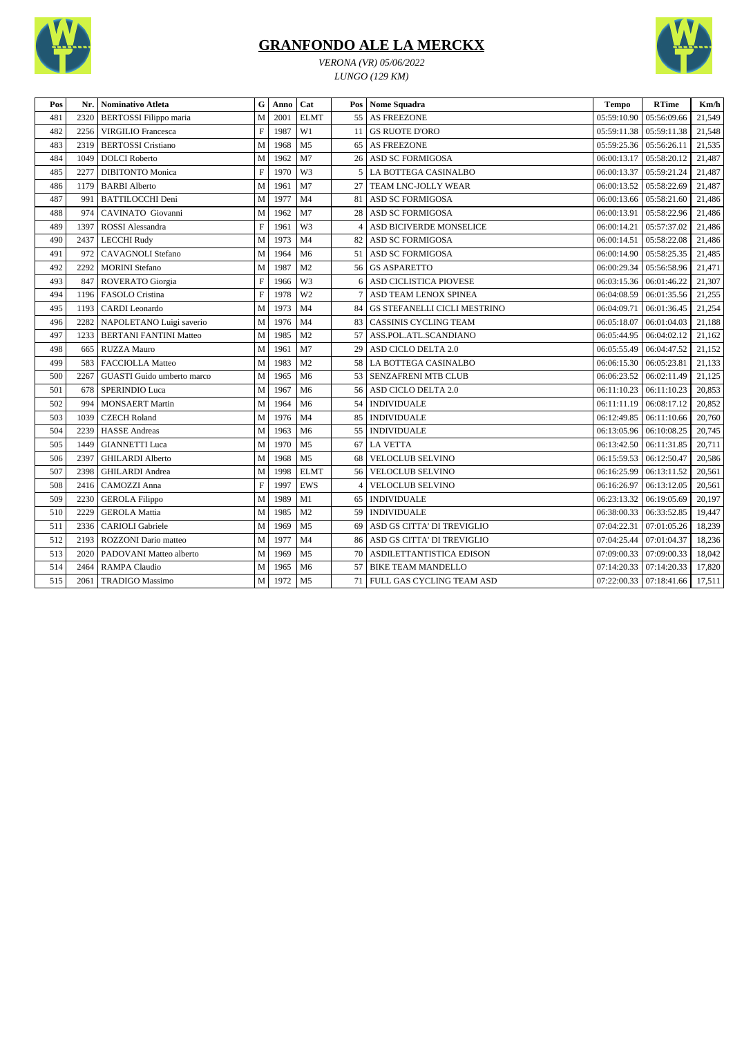# GRANFONDO ALE LA MERCKX

*VERONA (VR) 05/06/2022*

*LUNGO (129 KM)*

| Pos | Nr. | Nominativo Atleta | G | Anno | Cat | Pos | Nome Squadra | Tempo | RTime | Km/h |
|---|---|---|---|---|---|---|---|---|---|---|
| 481 | 2320 | BERTOSSI Filippo maria | M | 2001 | ELMT | 55 | AS FREEZONE | 05:59:10.90 | 05:56:09.66 | 21,549 |
| 482 | 2256 | VIRGILIO Francesca | F | 1987 | W1 | 11 | GS RUOTE D'ORO | 05:59:11.38 | 05:59:11.38 | 21,548 |
| 483 | 2319 | BERTOSSI Cristiano | M | 1968 | M5 | 65 | AS FREEZONE | 05:59:25.36 | 05:56:26.11 | 21,535 |
| 484 | 1049 | DOLCI Roberto | M | 1962 | M7 | 26 | ASD SC FORMIGOSA | 06:00:13.17 | 05:58:20.12 | 21,487 |
| 485 | 2277 | DIBITONTO Monica | F | 1970 | W3 | 5 | LA BOTTEGA CASINALBO | 06:00:13.37 | 05:59:21.24 | 21,487 |
| 486 | 1179 | BARBI Alberto | M | 1961 | M7 | 27 | TEAM LNC-JOLLY WEAR | 06:00:13.52 | 05:58:22.69 | 21,487 |
| 487 | 991 | BATTILOCCHI Deni | M | 1977 | M4 | 81 | ASD SC FORMIGOSA | 06:00:13.66 | 05:58:21.60 | 21,486 |
| 488 | 974 | CAVINATO Giovanni | M | 1962 | M7 | 28 | ASD SC FORMIGOSA | 06:00:13.91 | 05:58:22.96 | 21,486 |
| 489 | 1397 | ROSSI Alessandra | F | 1961 | W3 | 4 | ASD BICIVERDE MONSELICE | 06:00:14.21 | 05:57:37.02 | 21,486 |
| 490 | 2437 | LECCHI Rudy | M | 1973 | M4 | 82 | ASD SC FORMIGOSA | 06:00:14.51 | 05:58:22.08 | 21,486 |
| 491 | 972 | CAVAGNOLI Stefano | M | 1964 | M6 | 51 | ASD SC FORMIGOSA | 06:00:14.90 | 05:58:25.35 | 21,485 |
| 492 | 2292 | MORINI Stefano | M | 1987 | M2 | 56 | GS ASPARETTO | 06:00:29.34 | 05:56:58.96 | 21,471 |
| 493 | 847 | ROVERATO Giorgia | F | 1966 | W3 | 6 | ASD CICLISTICA PIOVESE | 06:03:15.36 | 06:01:46.22 | 21,307 |
| 494 | 1196 | FASOLO Cristina | F | 1978 | W2 | 7 | ASD TEAM LENOX SPINEA | 06:04:08.59 | 06:01:35.56 | 21,255 |
| 495 | 1193 | CARDI Leonardo | M | 1973 | M4 | 84 | GS STEFANELLI CICLI MESTRINO | 06:04:09.71 | 06:01:36.45 | 21,254 |
| 496 | 2282 | NAPOLETANO Luigi saverio | M | 1976 | M4 | 83 | CASSINIS CYCLING TEAM | 06:05:18.07 | 06:01:04.03 | 21,188 |
| 497 | 1233 | BERTANI FANTINI Matteo | M | 1985 | M2 | 57 | ASS.POL.ATL.SCANDIANO | 06:05:44.95 | 06:04:02.12 | 21,162 |
| 498 | 665 | RUZZA Mauro | M | 1961 | M7 | 29 | ASD CICLO DELTA 2.0 | 06:05:55.49 | 06:04:47.52 | 21,152 |
| 499 | 583 | FACCIOLLA Matteo | M | 1983 | M2 | 58 | LA BOTTEGA CASINALBO | 06:06:15.30 | 06:05:23.81 | 21,133 |
| 500 | 2267 | GUASTI Guido umberto marco | M | 1965 | M6 | 53 | SENZAFRENI MTB CLUB | 06:06:23.52 | 06:02:11.49 | 21,125 |
| 501 | 678 | SPERINDIO Luca | M | 1967 | M6 | 56 | ASD CICLO DELTA 2.0 | 06:11:10.23 | 06:11:10.23 | 20,853 |
| 502 | 994 | MONSAERT Martin | M | 1964 | M6 | 54 | INDIVIDUALE | 06:11:11.19 | 06:08:17.12 | 20,852 |
| 503 | 1039 | CZECH Roland | M | 1976 | M4 | 85 | INDIVIDUALE | 06:12:49.85 | 06:11:10.66 | 20,760 |
| 504 | 2239 | HASSE Andreas | M | 1963 | M6 | 55 | INDIVIDUALE | 06:13:05.96 | 06:10:08.25 | 20,745 |
| 505 | 1449 | GIANNETTI Luca | M | 1970 | M5 | 67 | LA VETTA | 06:13:42.50 | 06:11:31.85 | 20,711 |
| 506 | 2397 | GHILARDI Alberto | M | 1968 | M5 | 68 | VELOCLUB SELVINO | 06:15:59.53 | 06:12:50.47 | 20,586 |
| 507 | 2398 | GHILARDI Andrea | M | 1998 | ELMT | 56 | VELOCLUB SELVINO | 06:16:25.99 | 06:13:11.52 | 20,561 |
| 508 | 2416 | CAMOZZI Anna | F | 1997 | EWS | 4 | VELOCLUB SELVINO | 06:16:26.97 | 06:13:12.05 | 20,561 |
| 509 | 2230 | GEROLA Filippo | M | 1989 | M1 | 65 | INDIVIDUALE | 06:23:13.32 | 06:19:05.69 | 20,197 |
| 510 | 2229 | GEROLA Mattia | M | 1985 | M2 | 59 | INDIVIDUALE | 06:38:00.33 | 06:33:52.85 | 19,447 |
| 511 | 2336 | CARIOLI Gabriele | M | 1969 | M5 | 69 | ASD GS CITTA' DI TREVIGLIO | 07:04:22.31 | 07:01:05.26 | 18,239 |
| 512 | 2193 | ROZZONI Dario matteo | M | 1977 | M4 | 86 | ASD GS CITTA' DI TREVIGLIO | 07:04:25.44 | 07:01:04.37 | 18,236 |
| 513 | 2020 | PADOVANI Matteo alberto | M | 1969 | M5 | 70 | ASDILETTANTISTICA EDISON | 07:09:00.33 | 07:09:00.33 | 18,042 |
| 514 | 2464 | RAMPA Claudio | M | 1965 | M6 | 57 | BIKE TEAM MANDELLO | 07:14:20.33 | 07:14:20.33 | 17,820 |
| 515 | 2061 | TRADIGO Massimo | M | 1972 | M5 | 71 | FULL GAS CYCLING TEAM ASD | 07:22:00.33 | 07:18:41.66 | 17,511 |